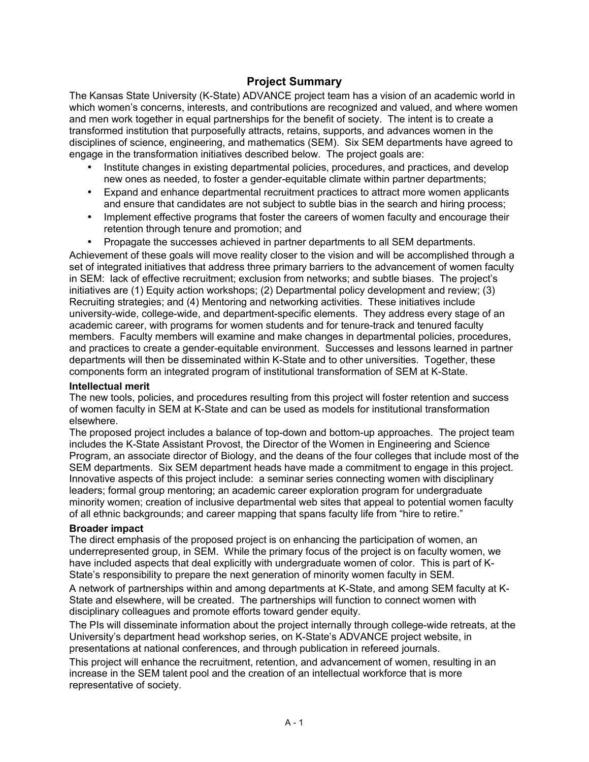# Project Summary

The Kansas State University (K-State) ADVANCE project team has a vision of an academic world in which women's concerns, interests, and contributions are recognized and valued, and where women and men work together in equal partnerships for the benefit of society. The intent is to create a transformed institution that purposefully attracts, retains, supports, and advances women in the disciplines of science, engineering, and mathematics (SEM). Six SEM departments have agreed to engage in the transformation initiatives described below. The project goals are:

- Institute changes in existing departmental policies, procedures, and practices, and develop new ones as needed, to foster a gender-equitable climate within partner departments;
- Expand and enhance departmental recruitment practices to attract more women applicants and ensure that candidates are not subject to subtle bias in the search and hiring process;
- Implement effective programs that foster the careers of women faculty and encourage their retention through tenure and promotion; and
- Propagate the successes achieved in partner departments to all SEM departments.

Achievement of these goals will move reality closer to the vision and will be accomplished through a set of integrated initiatives that address three primary barriers to the advancement of women faculty in SEM: lack of effective recruitment; exclusion from networks; and subtle biases. The project's initiatives are (1) Equity action workshops; (2) Departmental policy development and review; (3) Recruiting strategies; and (4) Mentoring and networking activities. These initiatives include university-wide, college-wide, and department-specific elements. They address every stage of an academic career, with programs for women students and for tenure-track and tenured faculty members. Faculty members will examine and make changes in departmental policies, procedures, and practices to create a gender-equitable environment. Successes and lessons learned in partner departments will then be disseminated within K-State and to other universities. Together, these components form an integrated program of institutional transformation of SEM at K-State.

### Intellectual merit

The new tools, policies, and procedures resulting from this project will foster retention and success of women faculty in SEM at K-State and can be used as models for institutional transformation elsewhere.

The proposed project includes a balance of top-down and bottom-up approaches. The project team includes the K-State Assistant Provost, the Director of the Women in Engineering and Science Program, an associate director of Biology, and the deans of the four colleges that include most of the SEM departments. Six SEM department heads have made a commitment to engage in this project. Innovative aspects of this project include: a seminar series connecting women with disciplinary leaders; formal group mentoring; an academic career exploration program for undergraduate minority women; creation of inclusive departmental web sites that appeal to potential women faculty of all ethnic backgrounds; and career mapping that spans faculty life from "hire to retire."

### Broader impact

The direct emphasis of the proposed project is on enhancing the participation of women, an underrepresented group, in SEM. While the primary focus of the project is on faculty women, we have included aspects that deal explicitly with undergraduate women of color. This is part of K-State's responsibility to prepare the next generation of minority women faculty in SEM.

A network of partnerships within and among departments at K-State, and among SEM faculty at K-State and elsewhere, will be created. The partnerships will function to connect women with disciplinary colleagues and promote efforts toward gender equity.

The PIs will disseminate information about the project internally through college-wide retreats, at the University's department head workshop series, on K-State's ADVANCE project website, in presentations at national conferences, and through publication in refereed journals.

This project will enhance the recruitment, retention, and advancement of women, resulting in an increase in the SEM talent pool and the creation of an intellectual workforce that is more representative of society.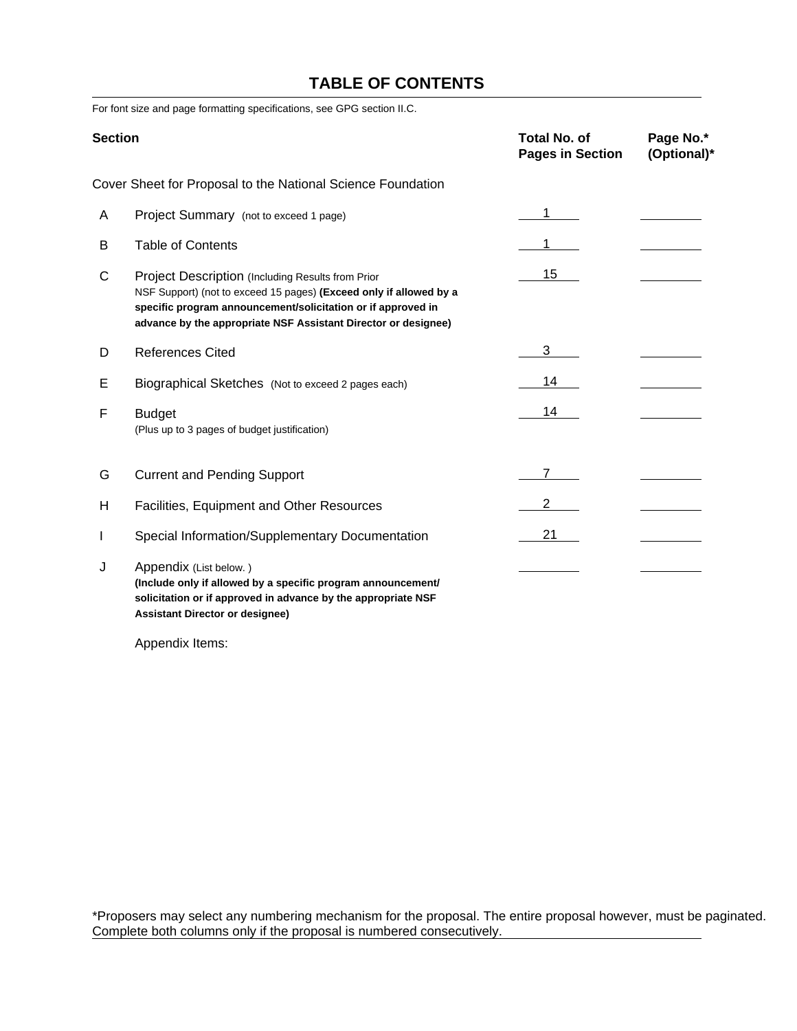# TABLE OF CONTENTS

For font size and page formatting specifications, see GPG section II.C.

| | Section | Total No. of Pages in Section | Page No.* (Optional)* |
|---|---|---|---|
| | Cover Sheet for Proposal to the National Science Foundation | | |
| A | Project Summary (not to exceed 1 page) | 1 | |
| B | Table of Contents | 1 | |
| C | Project Description (Including Results from Prior NSF Support) (not to exceed 15 pages) **(Exceed only if allowed by a specific program announcement/solicitation or if approved in advance by the appropriate NSF Assistant Director or designee)** | 15 | |
| D | References Cited | 3 | |
| E | Biographical Sketches (Not to exceed 2 pages each) | 14 | |
| F | Budget (Plus up to 3 pages of budget justification) | 14 | |
| G | Current and Pending Support | 7 | |
| H | Facilities, Equipment and Other Resources | 2 | |
| I | Special Information/Supplementary Documentation | 21 | |
| J | Appendix (List below. ) **(Include only if allowed by a specific program announcement/ solicitation or if approved in advance by the appropriate NSF Assistant Director or designee)** | | |

Appendix Items:

*Proposers may select any numbering mechanism for the proposal. The entire proposal however, must be paginated. Complete both columns only if the proposal is numbered consecutively.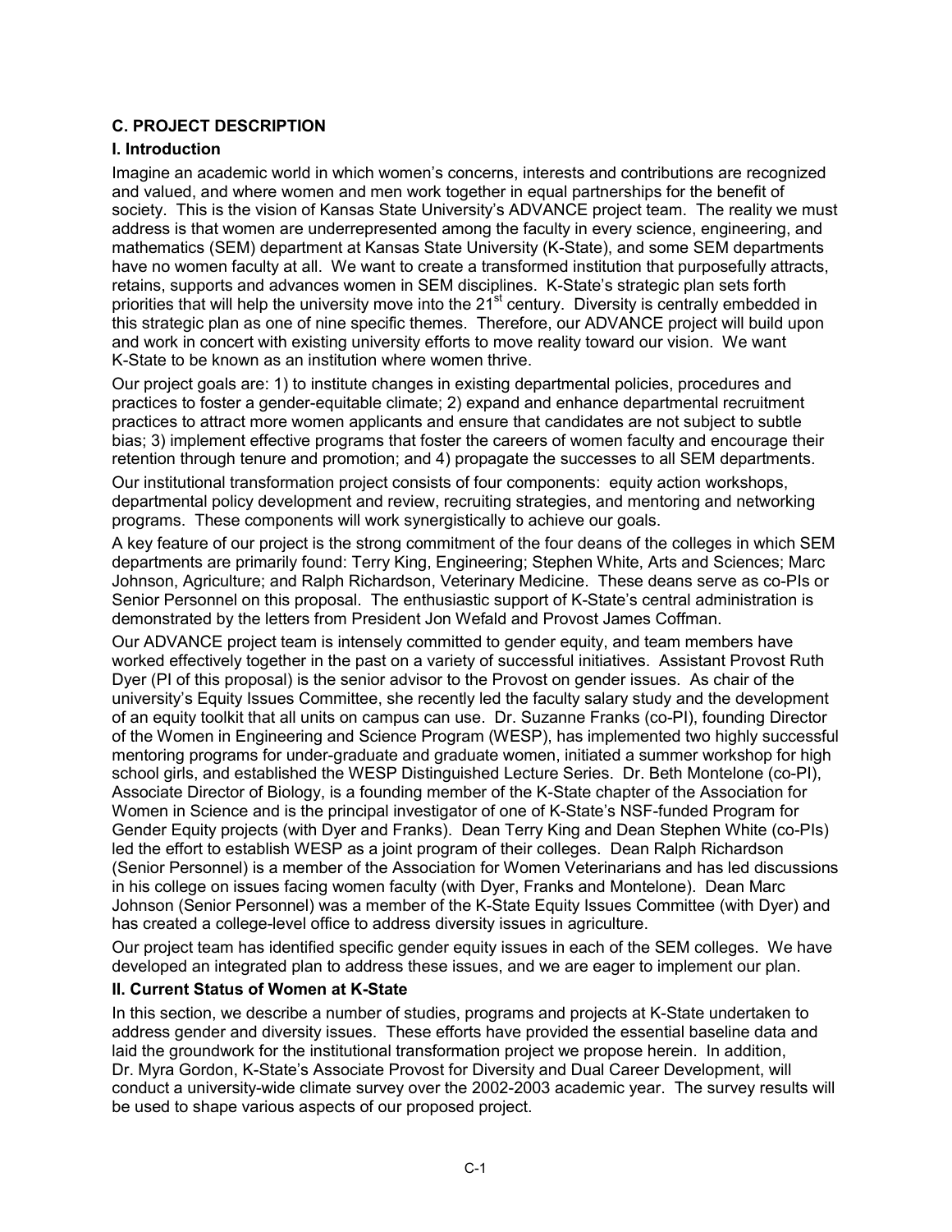### C. PROJECT DESCRIPTION

#### I. Introduction

Imagine an academic world in which women's concerns, interests and contributions are recognized and valued, and where women and men work together in equal partnerships for the benefit of society. This is the vision of Kansas State University's ADVANCE project team. The reality we must address is that women are underrepresented among the faculty in every science, engineering, and mathematics (SEM) department at Kansas State University (K-State), and some SEM departments have no women faculty at all. We want to create a transformed institution that purposefully attracts, retains, supports and advances women in SEM disciplines. K-State's strategic plan sets forth priorities that will help the university move into the 21st century. Diversity is centrally embedded in this strategic plan as one of nine specific themes. Therefore, our ADVANCE project will build upon and work in concert with existing university efforts to move reality toward our vision. We want K-State to be known as an institution where women thrive.

Our project goals are: 1) to institute changes in existing departmental policies, procedures and practices to foster a gender-equitable climate; 2) expand and enhance departmental recruitment practices to attract more women applicants and ensure that candidates are not subject to subtle bias; 3) implement effective programs that foster the careers of women faculty and encourage their retention through tenure and promotion; and 4) propagate the successes to all SEM departments.

Our institutional transformation project consists of four components: equity action workshops, departmental policy development and review, recruiting strategies, and mentoring and networking programs. These components will work synergistically to achieve our goals.

A key feature of our project is the strong commitment of the four deans of the colleges in which SEM departments are primarily found: Terry King, Engineering; Stephen White, Arts and Sciences; Marc Johnson, Agriculture; and Ralph Richardson, Veterinary Medicine. These deans serve as co-PIs or Senior Personnel on this proposal. The enthusiastic support of K-State's central administration is demonstrated by the letters from President Jon Wefald and Provost James Coffman.

Our ADVANCE project team is intensely committed to gender equity, and team members have worked effectively together in the past on a variety of successful initiatives. Assistant Provost Ruth Dyer (PI of this proposal) is the senior advisor to the Provost on gender issues. As chair of the university's Equity Issues Committee, she recently led the faculty salary study and the development of an equity toolkit that all units on campus can use. Dr. Suzanne Franks (co-PI), founding Director of the Women in Engineering and Science Program (WESP), has implemented two highly successful mentoring programs for under-graduate and graduate women, initiated a summer workshop for high school girls, and established the WESP Distinguished Lecture Series. Dr. Beth Montelone (co-PI), Associate Director of Biology, is a founding member of the K-State chapter of the Association for Women in Science and is the principal investigator of one of K-State's NSF-funded Program for Gender Equity projects (with Dyer and Franks). Dean Terry King and Dean Stephen White (co-PIs) led the effort to establish WESP as a joint program of their colleges. Dean Ralph Richardson (Senior Personnel) is a member of the Association for Women Veterinarians and has led discussions in his college on issues facing women faculty (with Dyer, Franks and Montelone). Dean Marc Johnson (Senior Personnel) was a member of the K-State Equity Issues Committee (with Dyer) and has created a college-level office to address diversity issues in agriculture.

Our project team has identified specific gender equity issues in each of the SEM colleges. We have developed an integrated plan to address these issues, and we are eager to implement our plan.

#### II. Current Status of Women at K-State

In this section, we describe a number of studies, programs and projects at K-State undertaken to address gender and diversity issues. These efforts have provided the essential baseline data and laid the groundwork for the institutional transformation project we propose herein. In addition, Dr. Myra Gordon, K-State's Associate Provost for Diversity and Dual Career Development, will conduct a university-wide climate survey over the 2002-2003 academic year. The survey results will be used to shape various aspects of our proposed project.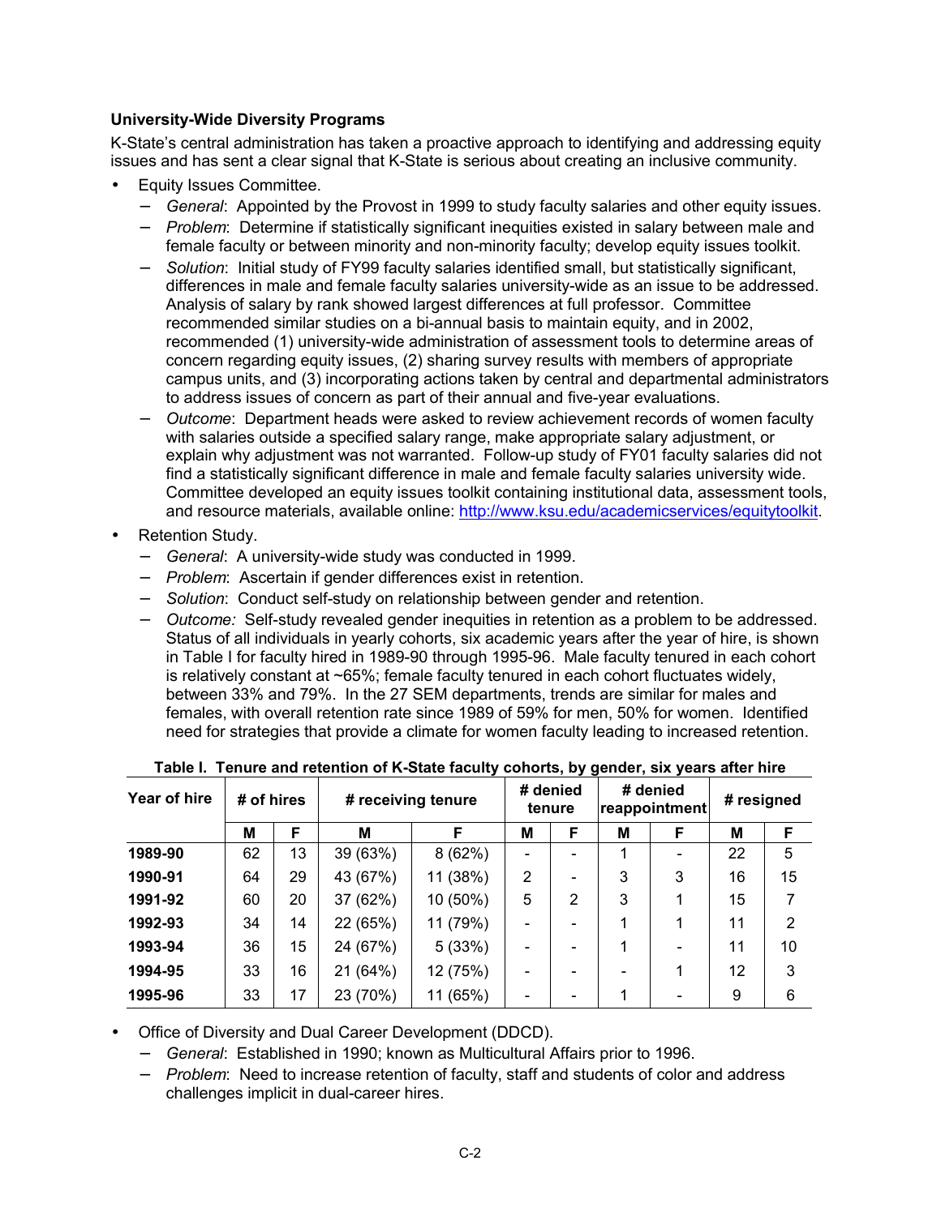**University-Wide Diversity Programs**

K-State's central administration has taken a proactive approach to identifying and addressing equity issues and has sent a clear signal that K-State is serious about creating an inclusive community.

- Equity Issues Committee.
  - *General*: Appointed by the Provost in 1999 to study faculty salaries and other equity issues.
  - *Problem*: Determine if statistically significant inequities existed in salary between male and female faculty or between minority and non-minority faculty; develop equity issues toolkit.
  - *Solution*: Initial study of FY99 faculty salaries identified small, but statistically significant, differences in male and female faculty salaries university-wide as an issue to be addressed. Analysis of salary by rank showed largest differences at full professor. Committee recommended similar studies on a bi-annual basis to maintain equity, and in 2002, recommended (1) university-wide administration of assessment tools to determine areas of concern regarding equity issues, (2) sharing survey results with members of appropriate campus units, and (3) incorporating actions taken by central and departmental administrators to address issues of concern as part of their annual and five-year evaluations.
  - *Outcome*: Department heads were asked to review achievement records of women faculty with salaries outside a specified salary range, make appropriate salary adjustment, or explain why adjustment was not warranted. Follow-up study of FY01 faculty salaries did not find a statistically significant difference in male and female faculty salaries university wide. Committee developed an equity issues toolkit containing institutional data, assessment tools, and resource materials, available online: http://www.ksu.edu/academicservices/equitytoolkit.
- Retention Study.
  - *General*: A university-wide study was conducted in 1999.
  - *Problem*: Ascertain if gender differences exist in retention.
  - *Solution*: Conduct self-study on relationship between gender and retention.
  - *Outcome:* Self-study revealed gender inequities in retention as a problem to be addressed. Status of all individuals in yearly cohorts, six academic years after the year of hire, is shown in Table I for faculty hired in 1989-90 through 1995-96. Male faculty tenured in each cohort is relatively constant at ~65%; female faculty tenured in each cohort fluctuates widely, between 33% and 79%. In the 27 SEM departments, trends are similar for males and females, with overall retention rate since 1989 of 59% for men, 50% for women. Identified need for strategies that provide a climate for women faculty leading to increased retention.

**Table I. Tenure and retention of K-State faculty cohorts, by gender, six years after hire**

| Year of hire | # of hires | | # receiving tenure | | # denied tenure | | # denied reappointment | | # resigned | |
|---|---|---|---|---|---|---|---|---|---|---|
| | M | F | M | F | M | F | M | F | M | F |
| 1989-90 | 62 | 13 | 39 (63%) | 8 (62%) | - | - | 1 | - | 22 | 5 |
| 1990-91 | 64 | 29 | 43 (67%) | 11 (38%) | 2 | - | 3 | 3 | 16 | 15 |
| 1991-92 | 60 | 20 | 37 (62%) | 10 (50%) | 5 | 2 | 3 | 1 | 15 | 7 |
| 1992-93 | 34 | 14 | 22 (65%) | 11 (79%) | - | - | 1 | 1 | 11 | 2 |
| 1993-94 | 36 | 15 | 24 (67%) | 5 (33%) | - | - | 1 | - | 11 | 10 |
| 1994-95 | 33 | 16 | 21 (64%) | 12 (75%) | - | - | - | 1 | 12 | 3 |
| 1995-96 | 33 | 17 | 23 (70%) | 11 (65%) | - | - | 1 | - | 9 | 6 |

- Office of Diversity and Dual Career Development (DDCD).
  - *General*: Established in 1990; known as Multicultural Affairs prior to 1996.
  - *Problem*: Need to increase retention of faculty, staff and students of color and address challenges implicit in dual-career hires.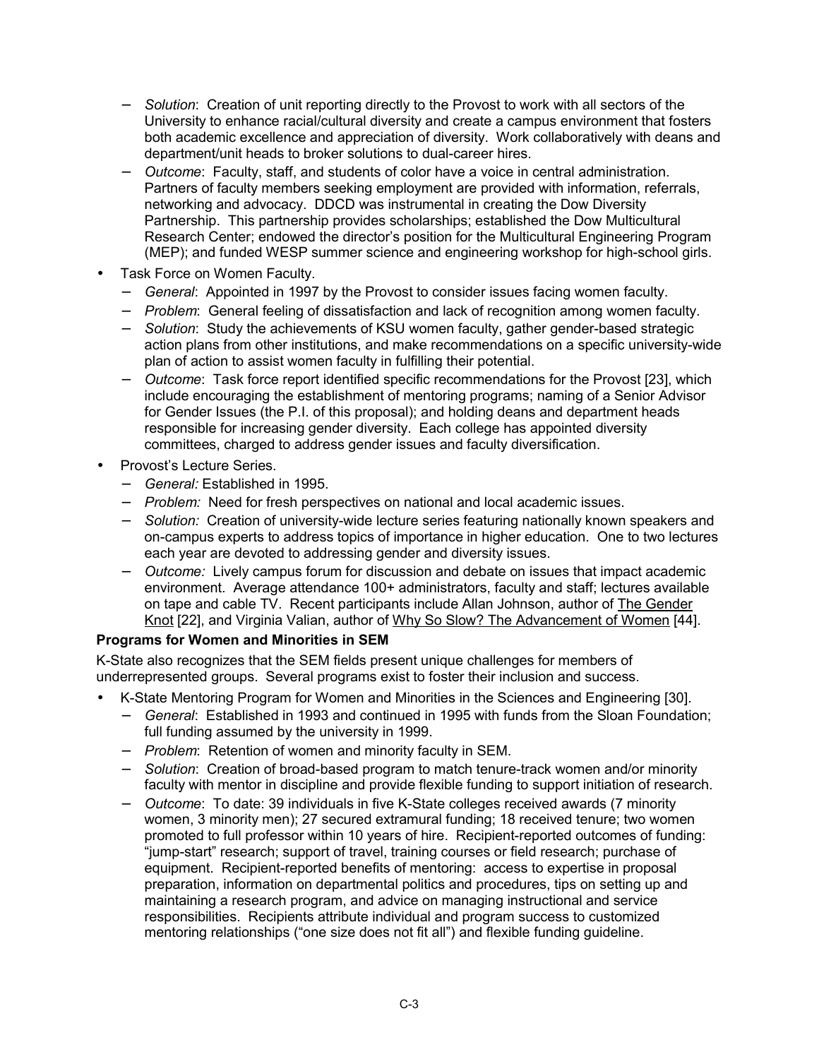- *Solution*: Creation of unit reporting directly to the Provost to work with all sectors of the University to enhance racial/cultural diversity and create a campus environment that fosters both academic excellence and appreciation of diversity. Work collaboratively with deans and department/unit heads to broker solutions to dual-career hires.
  - *Outcome*: Faculty, staff, and students of color have a voice in central administration. Partners of faculty members seeking employment are provided with information, referrals, networking and advocacy. DDCD was instrumental in creating the Dow Diversity Partnership. This partnership provides scholarships; established the Dow Multicultural Research Center; endowed the director's position for the Multicultural Engineering Program (MEP); and funded WESP summer science and engineering workshop for high-school girls.
- Task Force on Women Faculty.
  - *General*: Appointed in 1997 by the Provost to consider issues facing women faculty.
  - *Problem*: General feeling of dissatisfaction and lack of recognition among women faculty.
  - *Solution*: Study the achievements of KSU women faculty, gather gender-based strategic action plans from other institutions, and make recommendations on a specific university-wide plan of action to assist women faculty in fulfilling their potential.
  - *Outcome*: Task force report identified specific recommendations for the Provost [23], which include encouraging the establishment of mentoring programs; naming of a Senior Advisor for Gender Issues (the P.I. of this proposal); and holding deans and department heads responsible for increasing gender diversity. Each college has appointed diversity committees, charged to address gender issues and faculty diversification.
- Provost's Lecture Series.
  - *General:* Established in 1995.
  - *Problem:* Need for fresh perspectives on national and local academic issues.
  - *Solution:* Creation of university-wide lecture series featuring nationally known speakers and on-campus experts to address topics of importance in higher education. One to two lectures each year are devoted to addressing gender and diversity issues.
  - *Outcome:* Lively campus forum for discussion and debate on issues that impact academic environment. Average attendance 100+ administrators, faculty and staff; lectures available on tape and cable TV. Recent participants include Allan Johnson, author of The Gender Knot [22], and Virginia Valian, author of Why So Slow? The Advancement of Women [44].

**Programs for Women and Minorities in SEM**

K-State also recognizes that the SEM fields present unique challenges for members of underrepresented groups. Several programs exist to foster their inclusion and success.

- K-State Mentoring Program for Women and Minorities in the Sciences and Engineering [30].
  - *General*: Established in 1993 and continued in 1995 with funds from the Sloan Foundation; full funding assumed by the university in 1999.
  - *Problem*: Retention of women and minority faculty in SEM.
  - *Solution*: Creation of broad-based program to match tenure-track women and/or minority faculty with mentor in discipline and provide flexible funding to support initiation of research.
  - *Outcome*: To date: 39 individuals in five K-State colleges received awards (7 minority women, 3 minority men); 27 secured extramural funding; 18 received tenure; two women promoted to full professor within 10 years of hire. Recipient-reported outcomes of funding: "jump-start" research; support of travel, training courses or field research; purchase of equipment. Recipient-reported benefits of mentoring: access to expertise in proposal preparation, information on departmental politics and procedures, tips on setting up and maintaining a research program, and advice on managing instructional and service responsibilities. Recipients attribute individual and program success to customized mentoring relationships ("one size does not fit all") and flexible funding guideline.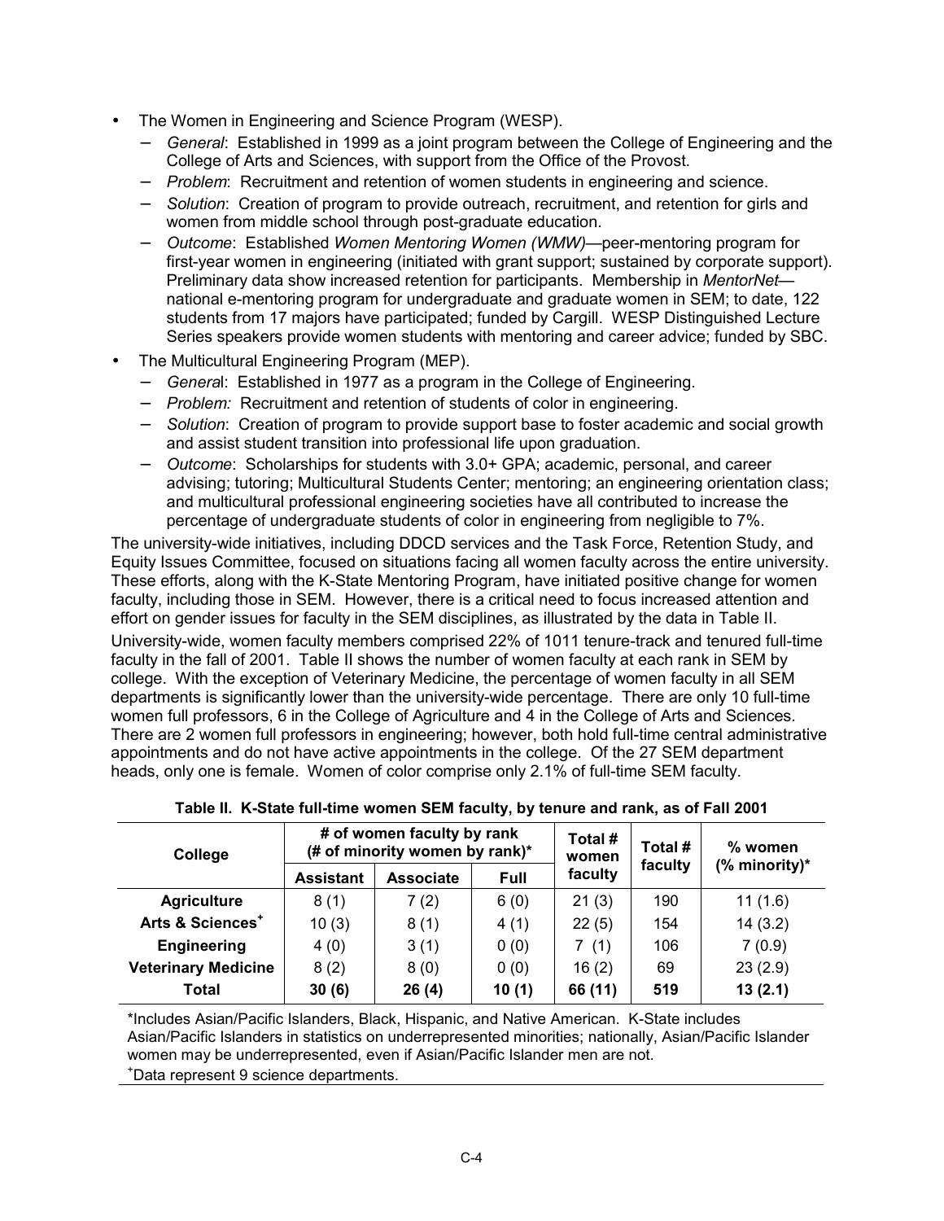- The Women in Engineering and Science Program (WESP).
  - *General*: Established in 1999 as a joint program between the College of Engineering and the College of Arts and Sciences, with support from the Office of the Provost.
  - *Problem*: Recruitment and retention of women students in engineering and science.
  - *Solution*: Creation of program to provide outreach, recruitment, and retention for girls and women from middle school through post-graduate education.
  - *Outcome*: Established *Women Mentoring Women (WMW)*—peer-mentoring program for first-year women in engineering (initiated with grant support; sustained by corporate support). Preliminary data show increased retention for participants. Membership in *MentorNet*—national e-mentoring program for undergraduate and graduate women in SEM; to date, 122 students from 17 majors have participated; funded by Cargill. WESP Distinguished Lecture Series speakers provide women students with mentoring and career advice; funded by SBC.
- The Multicultural Engineering Program (MEP).
  - *General*: Established in 1977 as a program in the College of Engineering.
  - *Problem:* Recruitment and retention of students of color in engineering.
  - *Solution*: Creation of program to provide support base to foster academic and social growth and assist student transition into professional life upon graduation.
  - *Outcome*: Scholarships for students with 3.0+ GPA; academic, personal, and career advising; tutoring; Multicultural Students Center; mentoring; an engineering orientation class; and multicultural professional engineering societies have all contributed to increase the percentage of undergraduate students of color in engineering from negligible to 7%.

The university-wide initiatives, including DDCD services and the Task Force, Retention Study, and Equity Issues Committee, focused on situations facing all women faculty across the entire university. These efforts, along with the K-State Mentoring Program, have initiated positive change for women faculty, including those in SEM. However, there is a critical need to focus increased attention and effort on gender issues for faculty in the SEM disciplines, as illustrated by the data in Table II.

University-wide, women faculty members comprised 22% of 1011 tenure-track and tenured full-time faculty in the fall of 2001. Table II shows the number of women faculty at each rank in SEM by college. With the exception of Veterinary Medicine, the percentage of women faculty in all SEM departments is significantly lower than the university-wide percentage. There are only 10 full-time women full professors, 6 in the College of Agriculture and 4 in the College of Arts and Sciences. There are 2 women full professors in engineering; however, both hold full-time central administrative appointments and do not have active appointments in the college. Of the 27 SEM department heads, only one is female. Women of color comprise only 2.1% of full-time SEM faculty.

**Table II. K-State full-time women SEM faculty, by tenure and rank, as of Fall 2001**

| College | # of women faculty by rank (# of minority women by rank)* | | | Total # women faculty | Total # faculty | % women (% minority)* |
|---|---|---|---|---|---|---|
| | Assistant | Associate | Full | | | |
| **Agriculture** | 8 (1) | 7 (2) | 6 (0) | 21 (3) | 190 | 11 (1.6) |
| **Arts & Sciences[+]** | 10 (3) | 8 (1) | 4 (1) | 22 (5) | 154 | 14 (3.2) |
| **Engineering** | 4 (0) | 3 (1) | 0 (0) | 7 (1) | 106 | 7 (0.9) |
| **Veterinary Medicine** | 8 (2) | 8 (0) | 0 (0) | 16 (2) | 69 | 23 (2.9) |
| **Total** | **30 (6)** | **26 (4)** | **10 (1)** | **66 (11)** | **519** | **13 (2.1)** |

*Includes Asian/Pacific Islanders, Black, Hispanic, and Native American. K-State includes Asian/Pacific Islanders in statistics on underrepresented minorities; nationally, Asian/Pacific Islander women may be underrepresented, even if Asian/Pacific Islander men are not.

[+]Data represent 9 science departments.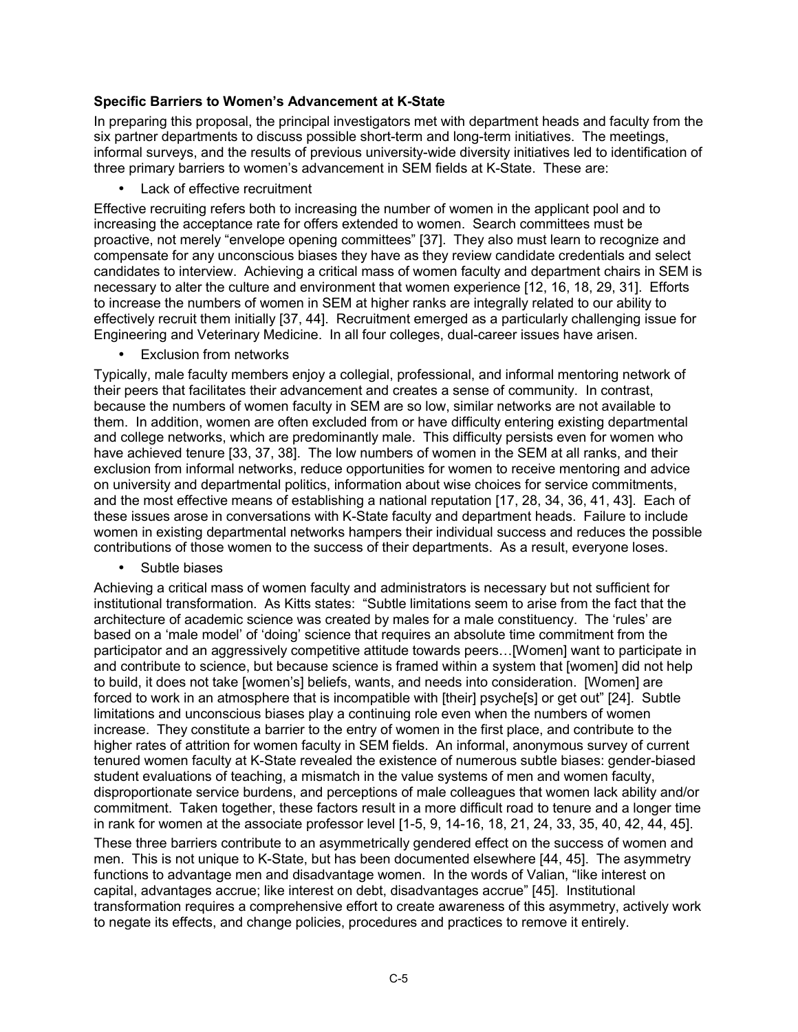**Specific Barriers to Women's Advancement at K-State**

In preparing this proposal, the principal investigators met with department heads and faculty from the six partner departments to discuss possible short-term and long-term initiatives. The meetings, informal surveys, and the results of previous university-wide diversity initiatives led to identification of three primary barriers to women's advancement in SEM fields at K-State. These are:

- Lack of effective recruitment

Effective recruiting refers both to increasing the number of women in the applicant pool and to increasing the acceptance rate for offers extended to women. Search committees must be proactive, not merely "envelope opening committees" [37]. They also must learn to recognize and compensate for any unconscious biases they have as they review candidate credentials and select candidates to interview. Achieving a critical mass of women faculty and department chairs in SEM is necessary to alter the culture and environment that women experience [12, 16, 18, 29, 31]. Efforts to increase the numbers of women in SEM at higher ranks are integrally related to our ability to effectively recruit them initially [37, 44]. Recruitment emerged as a particularly challenging issue for Engineering and Veterinary Medicine. In all four colleges, dual-career issues have arisen.

- Exclusion from networks

Typically, male faculty members enjoy a collegial, professional, and informal mentoring network of their peers that facilitates their advancement and creates a sense of community. In contrast, because the numbers of women faculty in SEM are so low, similar networks are not available to them. In addition, women are often excluded from or have difficulty entering existing departmental and college networks, which are predominantly male. This difficulty persists even for women who have achieved tenure [33, 37, 38]. The low numbers of women in the SEM at all ranks, and their exclusion from informal networks, reduce opportunities for women to receive mentoring and advice on university and departmental politics, information about wise choices for service commitments, and the most effective means of establishing a national reputation [17, 28, 34, 36, 41, 43]. Each of these issues arose in conversations with K-State faculty and department heads. Failure to include women in existing departmental networks hampers their individual success and reduces the possible contributions of those women to the success of their departments. As a result, everyone loses.

- Subtle biases

Achieving a critical mass of women faculty and administrators is necessary but not sufficient for institutional transformation. As Kitts states: "Subtle limitations seem to arise from the fact that the architecture of academic science was created by males for a male constituency. The 'rules' are based on a 'male model' of 'doing' science that requires an absolute time commitment from the participator and an aggressively competitive attitude towards peers…[Women] want to participate in and contribute to science, but because science is framed within a system that [women] did not help to build, it does not take [women's] beliefs, wants, and needs into consideration. [Women] are forced to work in an atmosphere that is incompatible with [their] psyche[s] or get out" [24]. Subtle limitations and unconscious biases play a continuing role even when the numbers of women increase. They constitute a barrier to the entry of women in the first place, and contribute to the higher rates of attrition for women faculty in SEM fields. An informal, anonymous survey of current tenured women faculty at K-State revealed the existence of numerous subtle biases: gender-biased student evaluations of teaching, a mismatch in the value systems of men and women faculty, disproportionate service burdens, and perceptions of male colleagues that women lack ability and/or commitment. Taken together, these factors result in a more difficult road to tenure and a longer time in rank for women at the associate professor level [1-5, 9, 14-16, 18, 21, 24, 33, 35, 40, 42, 44, 45].

These three barriers contribute to an asymmetrically gendered effect on the success of women and men. This is not unique to K-State, but has been documented elsewhere [44, 45]. The asymmetry functions to advantage men and disadvantage women. In the words of Valian, "like interest on capital, advantages accrue; like interest on debt, disadvantages accrue" [45]. Institutional transformation requires a comprehensive effort to create awareness of this asymmetry, actively work to negate its effects, and change policies, procedures and practices to remove it entirely.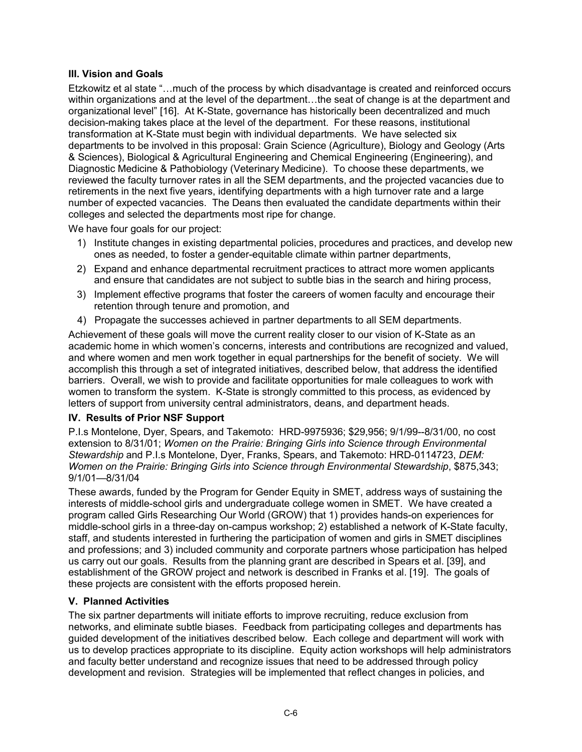### III. Vision and Goals

Etzkowitz et al state "…much of the process by which disadvantage is created and reinforced occurs within organizations and at the level of the department…the seat of change is at the department and organizational level" [16]. At K-State, governance has historically been decentralized and much decision-making takes place at the level of the department. For these reasons, institutional transformation at K-State must begin with individual departments. We have selected six departments to be involved in this proposal: Grain Science (Agriculture), Biology and Geology (Arts & Sciences), Biological & Agricultural Engineering and Chemical Engineering (Engineering), and Diagnostic Medicine & Pathobiology (Veterinary Medicine). To choose these departments, we reviewed the faculty turnover rates in all the SEM departments, and the projected vacancies due to retirements in the next five years, identifying departments with a high turnover rate and a large number of expected vacancies. The Deans then evaluated the candidate departments within their colleges and selected the departments most ripe for change.

We have four goals for our project:

1) Institute changes in existing departmental policies, procedures and practices, and develop new ones as needed, to foster a gender-equitable climate within partner departments,
2) Expand and enhance departmental recruitment practices to attract more women applicants and ensure that candidates are not subject to subtle bias in the search and hiring process,
3) Implement effective programs that foster the careers of women faculty and encourage their retention through tenure and promotion, and
4) Propagate the successes achieved in partner departments to all SEM departments.

Achievement of these goals will move the current reality closer to our vision of K-State as an academic home in which women's concerns, interests and contributions are recognized and valued, and where women and men work together in equal partnerships for the benefit of society. We will accomplish this through a set of integrated initiatives, described below, that address the identified barriers. Overall, we wish to provide and facilitate opportunities for male colleagues to work with women to transform the system. K-State is strongly committed to this process, as evidenced by letters of support from university central administrators, deans, and department heads.

### IV. Results of Prior NSF Support

P.I.s Montelone, Dyer, Spears, and Takemoto: HRD-9975936; $29,956; 9/1/99--8/31/00, no cost extension to 8/31/01; *Women on the Prairie: Bringing Girls into Science through Environmental Stewardship* and P.I.s Montelone, Dyer, Franks, Spears, and Takemoto: HRD-0114723, *DEM: Women on the Prairie: Bringing Girls into Science through Environmental Stewardship*, $875,343; 9/1/01—8/31/04

These awards, funded by the Program for Gender Equity in SMET, address ways of sustaining the interests of middle-school girls and undergraduate college women in SMET. We have created a program called Girls Researching Our World (GROW) that 1) provides hands-on experiences for middle-school girls in a three-day on-campus workshop; 2) established a network of K-State faculty, staff, and students interested in furthering the participation of women and girls in SMET disciplines and professions; and 3) included community and corporate partners whose participation has helped us carry out our goals. Results from the planning grant are described in Spears et al. [39], and establishment of the GROW project and network is described in Franks et al. [19]. The goals of these projects are consistent with the efforts proposed herein.

### V. Planned Activities

The six partner departments will initiate efforts to improve recruiting, reduce exclusion from networks, and eliminate subtle biases. Feedback from participating colleges and departments has guided development of the initiatives described below. Each college and department will work with us to develop practices appropriate to its discipline. Equity action workshops will help administrators and faculty better understand and recognize issues that need to be addressed through policy development and revision. Strategies will be implemented that reflect changes in policies, and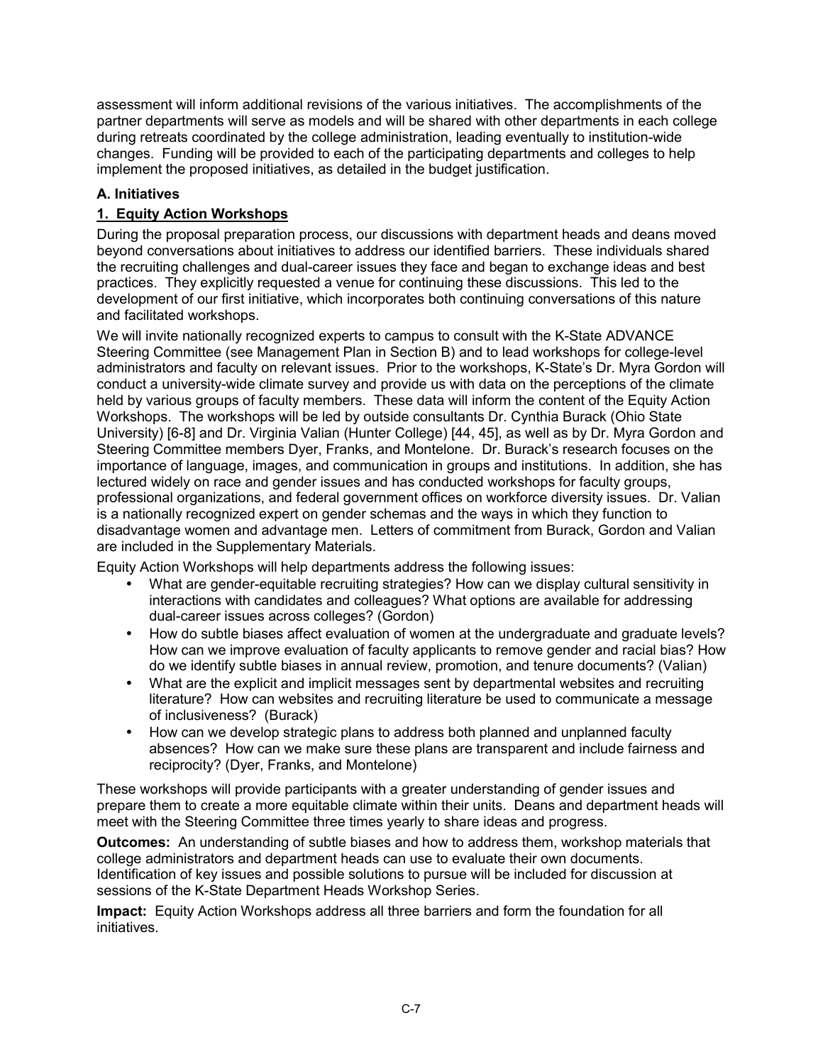assessment will inform additional revisions of the various initiatives. The accomplishments of the partner departments will serve as models and will be shared with other departments in each college during retreats coordinated by the college administration, leading eventually to institution-wide changes. Funding will be provided to each of the participating departments and colleges to help implement the proposed initiatives, as detailed in the budget justification.

### A. Initiatives

#### 1. Equity Action Workshops

During the proposal preparation process, our discussions with department heads and deans moved beyond conversations about initiatives to address our identified barriers. These individuals shared the recruiting challenges and dual-career issues they face and began to exchange ideas and best practices. They explicitly requested a venue for continuing these discussions. This led to the development of our first initiative, which incorporates both continuing conversations of this nature and facilitated workshops.

We will invite nationally recognized experts to campus to consult with the K-State ADVANCE Steering Committee (see Management Plan in Section B) and to lead workshops for college-level administrators and faculty on relevant issues. Prior to the workshops, K-State's Dr. Myra Gordon will conduct a university-wide climate survey and provide us with data on the perceptions of the climate held by various groups of faculty members. These data will inform the content of the Equity Action Workshops. The workshops will be led by outside consultants Dr. Cynthia Burack (Ohio State University) [6-8] and Dr. Virginia Valian (Hunter College) [44, 45], as well as by Dr. Myra Gordon and Steering Committee members Dyer, Franks, and Montelone. Dr. Burack's research focuses on the importance of language, images, and communication in groups and institutions. In addition, she has lectured widely on race and gender issues and has conducted workshops for faculty groups, professional organizations, and federal government offices on workforce diversity issues. Dr. Valian is a nationally recognized expert on gender schemas and the ways in which they function to disadvantage women and advantage men. Letters of commitment from Burack, Gordon and Valian are included in the Supplementary Materials.

Equity Action Workshops will help departments address the following issues:

- What are gender-equitable recruiting strategies? How can we display cultural sensitivity in interactions with candidates and colleagues? What options are available for addressing dual-career issues across colleges? (Gordon)
- How do subtle biases affect evaluation of women at the undergraduate and graduate levels? How can we improve evaluation of faculty applicants to remove gender and racial bias? How do we identify subtle biases in annual review, promotion, and tenure documents? (Valian)
- What are the explicit and implicit messages sent by departmental websites and recruiting literature? How can websites and recruiting literature be used to communicate a message of inclusiveness? (Burack)
- How can we develop strategic plans to address both planned and unplanned faculty absences? How can we make sure these plans are transparent and include fairness and reciprocity? (Dyer, Franks, and Montelone)

These workshops will provide participants with a greater understanding of gender issues and prepare them to create a more equitable climate within their units. Deans and department heads will meet with the Steering Committee three times yearly to share ideas and progress.

**Outcomes:** An understanding of subtle biases and how to address them, workshop materials that college administrators and department heads can use to evaluate their own documents. Identification of key issues and possible solutions to pursue will be included for discussion at sessions of the K-State Department Heads Workshop Series.

**Impact:** Equity Action Workshops address all three barriers and form the foundation for all initiatives.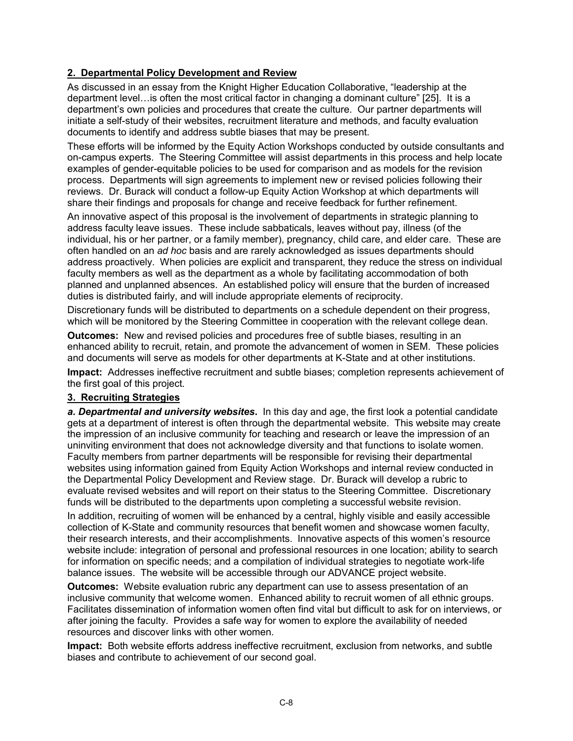## 2. Departmental Policy Development and Review

As discussed in an essay from the Knight Higher Education Collaborative, "leadership at the department level…is often the most critical factor in changing a dominant culture" [25]. It is a department's own policies and procedures that create the culture. Our partner departments will initiate a self-study of their websites, recruitment literature and methods, and faculty evaluation documents to identify and address subtle biases that may be present.

These efforts will be informed by the Equity Action Workshops conducted by outside consultants and on-campus experts. The Steering Committee will assist departments in this process and help locate examples of gender-equitable policies to be used for comparison and as models for the revision process. Departments will sign agreements to implement new or revised policies following their reviews. Dr. Burack will conduct a follow-up Equity Action Workshop at which departments will share their findings and proposals for change and receive feedback for further refinement.

An innovative aspect of this proposal is the involvement of departments in strategic planning to address faculty leave issues. These include sabbaticals, leaves without pay, illness (of the individual, his or her partner, or a family member), pregnancy, child care, and elder care. These are often handled on an *ad hoc* basis and are rarely acknowledged as issues departments should address proactively. When policies are explicit and transparent, they reduce the stress on individual faculty members as well as the department as a whole by facilitating accommodation of both planned and unplanned absences. An established policy will ensure that the burden of increased duties is distributed fairly, and will include appropriate elements of reciprocity.

Discretionary funds will be distributed to departments on a schedule dependent on their progress, which will be monitored by the Steering Committee in cooperation with the relevant college dean.

**Outcomes:** New and revised policies and procedures free of subtle biases, resulting in an enhanced ability to recruit, retain, and promote the advancement of women in SEM. These policies and documents will serve as models for other departments at K-State and at other institutions.

**Impact:** Addresses ineffective recruitment and subtle biases; completion represents achievement of the first goal of this project.

## 3. Recruiting Strategies

***a. Departmental and university websites*.** In this day and age, the first look a potential candidate gets at a department of interest is often through the departmental website. This website may create the impression of an inclusive community for teaching and research or leave the impression of an uninviting environment that does not acknowledge diversity and that functions to isolate women. Faculty members from partner departments will be responsible for revising their departmental websites using information gained from Equity Action Workshops and internal review conducted in the Departmental Policy Development and Review stage. Dr. Burack will develop a rubric to evaluate revised websites and will report on their status to the Steering Committee. Discretionary funds will be distributed to the departments upon completing a successful website revision.

In addition, recruiting of women will be enhanced by a central, highly visible and easily accessible collection of K-State and community resources that benefit women and showcase women faculty, their research interests, and their accomplishments. Innovative aspects of this women's resource website include: integration of personal and professional resources in one location; ability to search for information on specific needs; and a compilation of individual strategies to negotiate work-life balance issues. The website will be accessible through our ADVANCE project website.

**Outcomes:** Website evaluation rubric any department can use to assess presentation of an inclusive community that welcome women. Enhanced ability to recruit women of all ethnic groups. Facilitates dissemination of information women often find vital but difficult to ask for on interviews, or after joining the faculty. Provides a safe way for women to explore the availability of needed resources and discover links with other women.

**Impact:** Both website efforts address ineffective recruitment, exclusion from networks, and subtle biases and contribute to achievement of our second goal.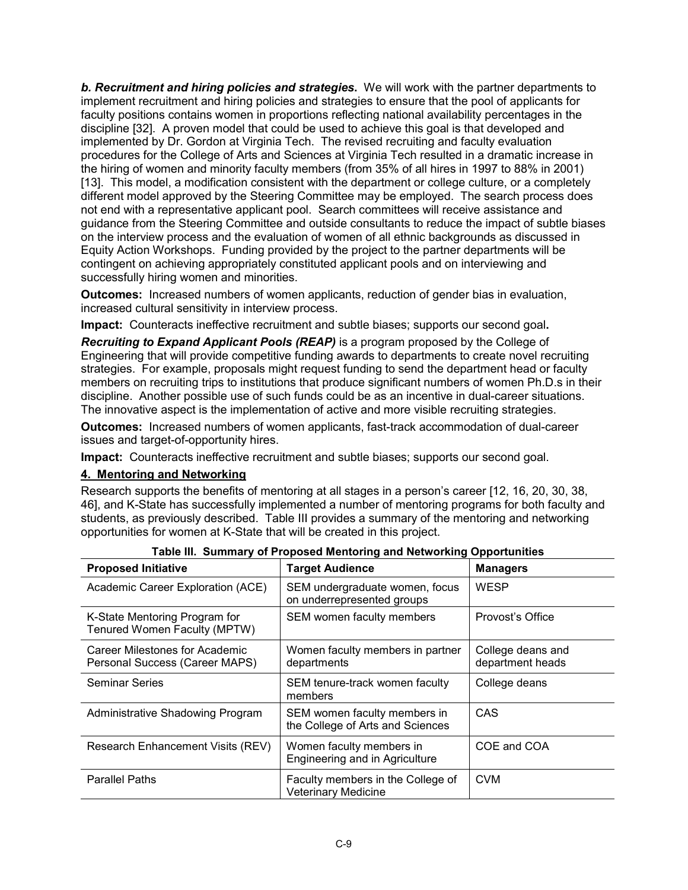***b. Recruitment and hiring policies and strategies.*** We will work with the partner departments to implement recruitment and hiring policies and strategies to ensure that the pool of applicants for faculty positions contains women in proportions reflecting national availability percentages in the discipline [32]. A proven model that could be used to achieve this goal is that developed and implemented by Dr. Gordon at Virginia Tech. The revised recruiting and faculty evaluation procedures for the College of Arts and Sciences at Virginia Tech resulted in a dramatic increase in the hiring of women and minority faculty members (from 35% of all hires in 1997 to 88% in 2001) [13]. This model, a modification consistent with the department or college culture, or a completely different model approved by the Steering Committee may be employed. The search process does not end with a representative applicant pool. Search committees will receive assistance and guidance from the Steering Committee and outside consultants to reduce the impact of subtle biases on the interview process and the evaluation of women of all ethnic backgrounds as discussed in Equity Action Workshops. Funding provided by the project to the partner departments will be contingent on achieving appropriately constituted applicant pools and on interviewing and successfully hiring women and minorities.

**Outcomes:** Increased numbers of women applicants, reduction of gender bias in evaluation, increased cultural sensitivity in interview process.

**Impact:** Counteracts ineffective recruitment and subtle biases; supports our second goal**.**

***Recruiting to Expand Applicant Pools (REAP)*** is a program proposed by the College of Engineering that will provide competitive funding awards to departments to create novel recruiting strategies. For example, proposals might request funding to send the department head or faculty members on recruiting trips to institutions that produce significant numbers of women Ph.D.s in their discipline. Another possible use of such funds could be as an incentive in dual-career situations. The innovative aspect is the implementation of active and more visible recruiting strategies.

**Outcomes:** Increased numbers of women applicants, fast-track accommodation of dual-career issues and target-of-opportunity hires.

**Impact:** Counteracts ineffective recruitment and subtle biases; supports our second goal.

## 4. Mentoring and Networking

Research supports the benefits of mentoring at all stages in a person's career [12, 16, 20, 30, 38, 46], and K-State has successfully implemented a number of mentoring programs for both faculty and students, as previously described. Table III provides a summary of the mentoring and networking opportunities for women at K-State that will be created in this project.

**Table III. Summary of Proposed Mentoring and Networking Opportunities**

| Proposed Initiative | Target Audience | Managers |
|---|---|---|
| Academic Career Exploration (ACE) | SEM undergraduate women, focus on underrepresented groups | WESP |
| K-State Mentoring Program for Tenured Women Faculty (MPTW) | SEM women faculty members | Provost's Office |
| Career Milestones for Academic Personal Success (Career MAPS) | Women faculty members in partner departments | College deans and department heads |
| Seminar Series | SEM tenure-track women faculty members | College deans |
| Administrative Shadowing Program | SEM women faculty members in the College of Arts and Sciences | CAS |
| Research Enhancement Visits (REV) | Women faculty members in Engineering and in Agriculture | COE and COA |
| Parallel Paths | Faculty members in the College of Veterinary Medicine | CVM |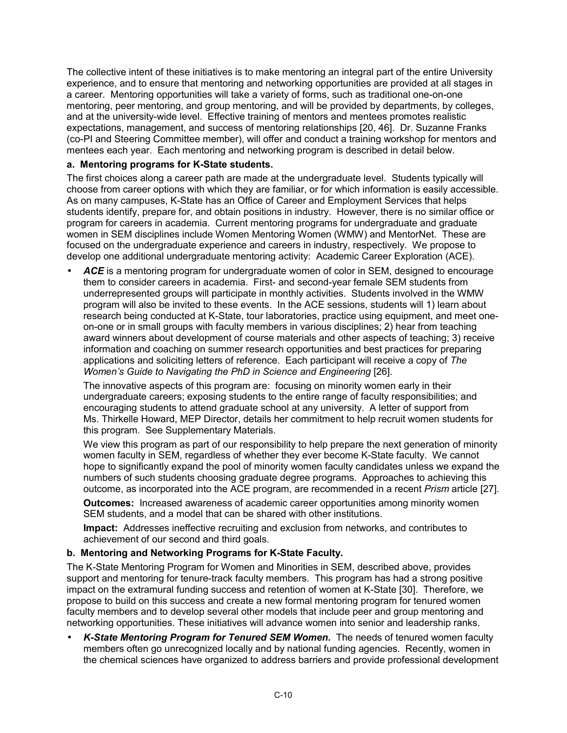The collective intent of these initiatives is to make mentoring an integral part of the entire University experience, and to ensure that mentoring and networking opportunities are provided at all stages in a career. Mentoring opportunities will take a variety of forms, such as traditional one-on-one mentoring, peer mentoring, and group mentoring, and will be provided by departments, by colleges, and at the university-wide level. Effective training of mentors and mentees promotes realistic expectations, management, and success of mentoring relationships [20, 46]. Dr. Suzanne Franks (co-PI and Steering Committee member), will offer and conduct a training workshop for mentors and mentees each year. Each mentoring and networking program is described in detail below.

**a. Mentoring programs for K-State students.**

The first choices along a career path are made at the undergraduate level. Students typically will choose from career options with which they are familiar, or for which information is easily accessible. As on many campuses, K-State has an Office of Career and Employment Services that helps students identify, prepare for, and obtain positions in industry. However, there is no similar office or program for careers in academia. Current mentoring programs for undergraduate and graduate women in SEM disciplines include Women Mentoring Women (WMW) and MentorNet. These are focused on the undergraduate experience and careers in industry, respectively. We propose to develop one additional undergraduate mentoring activity: Academic Career Exploration (ACE).

- ***ACE*** is a mentoring program for undergraduate women of color in SEM, designed to encourage them to consider careers in academia. First- and second-year female SEM students from underrepresented groups will participate in monthly activities. Students involved in the WMW program will also be invited to these events. In the ACE sessions, students will 1) learn about research being conducted at K-State, tour laboratories, practice using equipment, and meet one-on-one or in small groups with faculty members in various disciplines; 2) hear from teaching award winners about development of course materials and other aspects of teaching; 3) receive information and coaching on summer research opportunities and best practices for preparing applications and soliciting letters of reference. Each participant will receive a copy of *The Women's Guide to Navigating the PhD in Science and Engineering* [26].

  The innovative aspects of this program are: focusing on minority women early in their undergraduate careers; exposing students to the entire range of faculty responsibilities; and encouraging students to attend graduate school at any university. A letter of support from Ms. Thirkelle Howard, MEP Director, details her commitment to help recruit women students for this program. See Supplementary Materials.

  We view this program as part of our responsibility to help prepare the next generation of minority women faculty in SEM, regardless of whether they ever become K-State faculty. We cannot hope to significantly expand the pool of minority women faculty candidates unless we expand the numbers of such students choosing graduate degree programs. Approaches to achieving this outcome, as incorporated into the ACE program, are recommended in a recent *Prism* article [27].

  **Outcomes:** Increased awareness of academic career opportunities among minority women SEM students, and a model that can be shared with other institutions.

  **Impact:** Addresses ineffective recruiting and exclusion from networks, and contributes to achievement of our second and third goals.

**b. Mentoring and Networking Programs for K-State Faculty.**

The K-State Mentoring Program for Women and Minorities in SEM, described above, provides support and mentoring for tenure-track faculty members. This program has had a strong positive impact on the extramural funding success and retention of women at K-State [30]. Therefore, we propose to build on this success and create a new formal mentoring program for tenured women faculty members and to develop several other models that include peer and group mentoring and networking opportunities. These initiatives will advance women into senior and leadership ranks.

- ***K-State Mentoring Program for Tenured SEM Women*.** The needs of tenured women faculty members often go unrecognized locally and by national funding agencies. Recently, women in the chemical sciences have organized to address barriers and provide professional development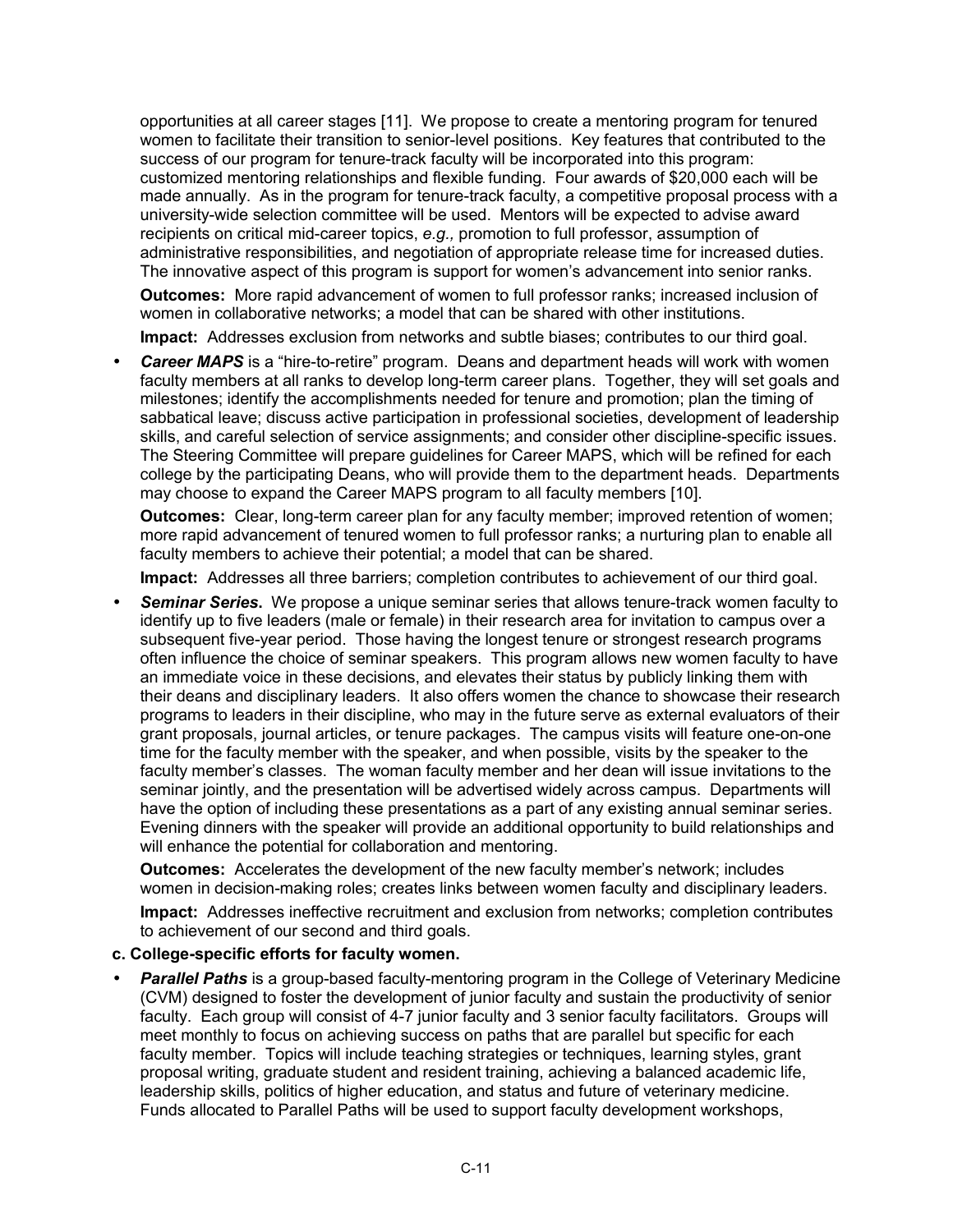opportunities at all career stages [11]. We propose to create a mentoring program for tenured women to facilitate their transition to senior-level positions. Key features that contributed to the success of our program for tenure-track faculty will be incorporated into this program: customized mentoring relationships and flexible funding. Four awards of $20,000 each will be made annually. As in the program for tenure-track faculty, a competitive proposal process with a university-wide selection committee will be used. Mentors will be expected to advise award recipients on critical mid-career topics, *e.g.,* promotion to full professor, assumption of administrative responsibilities, and negotiation of appropriate release time for increased duties. The innovative aspect of this program is support for women's advancement into senior ranks.

**Outcomes:** More rapid advancement of women to full professor ranks; increased inclusion of women in collaborative networks; a model that can be shared with other institutions.

**Impact:** Addresses exclusion from networks and subtle biases; contributes to our third goal.

- ***Career MAPS*** is a "hire-to-retire" program. Deans and department heads will work with women faculty members at all ranks to develop long-term career plans. Together, they will set goals and milestones; identify the accomplishments needed for tenure and promotion; plan the timing of sabbatical leave; discuss active participation in professional societies, development of leadership skills, and careful selection of service assignments; and consider other discipline-specific issues. The Steering Committee will prepare guidelines for Career MAPS, which will be refined for each college by the participating Deans, who will provide them to the department heads. Departments may choose to expand the Career MAPS program to all faculty members [10].

  **Outcomes:** Clear, long-term career plan for any faculty member; improved retention of women; more rapid advancement of tenured women to full professor ranks; a nurturing plan to enable all faculty members to achieve their potential; a model that can be shared.

  **Impact:** Addresses all three barriers; completion contributes to achievement of our third goal.

- ***Seminar Series*.** We propose a unique seminar series that allows tenure-track women faculty to identify up to five leaders (male or female) in their research area for invitation to campus over a subsequent five-year period. Those having the longest tenure or strongest research programs often influence the choice of seminar speakers. This program allows new women faculty to have an immediate voice in these decisions, and elevates their status by publicly linking them with their deans and disciplinary leaders. It also offers women the chance to showcase their research programs to leaders in their discipline, who may in the future serve as external evaluators of their grant proposals, journal articles, or tenure packages. The campus visits will feature one-on-one time for the faculty member with the speaker, and when possible, visits by the speaker to the faculty member's classes. The woman faculty member and her dean will issue invitations to the seminar jointly, and the presentation will be advertised widely across campus. Departments will have the option of including these presentations as a part of any existing annual seminar series. Evening dinners with the speaker will provide an additional opportunity to build relationships and will enhance the potential for collaboration and mentoring.

  **Outcomes:** Accelerates the development of the new faculty member's network; includes women in decision-making roles; creates links between women faculty and disciplinary leaders.

  **Impact:** Addresses ineffective recruitment and exclusion from networks; completion contributes to achievement of our second and third goals.

**c. College-specific efforts for faculty women.**

- ***Parallel Paths*** is a group-based faculty-mentoring program in the College of Veterinary Medicine (CVM) designed to foster the development of junior faculty and sustain the productivity of senior faculty. Each group will consist of 4-7 junior faculty and 3 senior faculty facilitators. Groups will meet monthly to focus on achieving success on paths that are parallel but specific for each faculty member. Topics will include teaching strategies or techniques, learning styles, grant proposal writing, graduate student and resident training, achieving a balanced academic life, leadership skills, politics of higher education, and status and future of veterinary medicine. Funds allocated to Parallel Paths will be used to support faculty development workshops,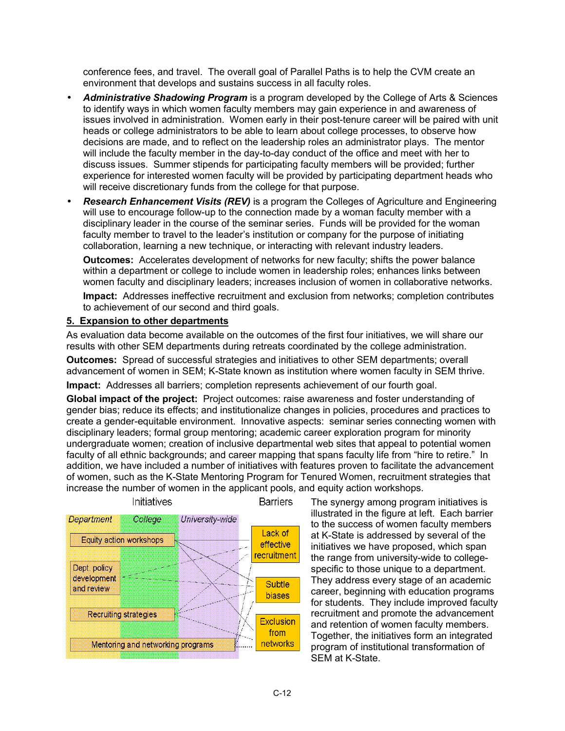conference fees, and travel. The overall goal of Parallel Paths is to help the CVM create an environment that develops and sustains success in all faculty roles.

- ***Administrative Shadowing Program*** is a program developed by the College of Arts & Sciences to identify ways in which women faculty members may gain experience in and awareness of issues involved in administration. Women early in their post-tenure career will be paired with unit heads or college administrators to be able to learn about college processes, to observe how decisions are made, and to reflect on the leadership roles an administrator plays. The mentor will include the faculty member in the day-to-day conduct of the office and meet with her to discuss issues. Summer stipends for participating faculty members will be provided; further experience for interested women faculty will be provided by participating department heads who will receive discretionary funds from the college for that purpose.
- ***Research Enhancement Visits (REV)*** is a program the Colleges of Agriculture and Engineering will use to encourage follow-up to the connection made by a woman faculty member with a disciplinary leader in the course of the seminar series. Funds will be provided for the woman faculty member to travel to the leader's institution or company for the purpose of initiating collaboration, learning a new technique, or interacting with relevant industry leaders.

  **Outcomes:** Accelerates development of networks for new faculty; shifts the power balance within a department or college to include women in leadership roles; enhances links between women faculty and disciplinary leaders; increases inclusion of women in collaborative networks.

  **Impact:** Addresses ineffective recruitment and exclusion from networks; completion contributes to achievement of our second and third goals.

## 5. Expansion to other departments

As evaluation data become available on the outcomes of the first four initiatives, we will share our results with other SEM departments during retreats coordinated by the college administration.

**Outcomes:** Spread of successful strategies and initiatives to other SEM departments; overall advancement of women in SEM; K-State known as institution where women faculty in SEM thrive.

**Impact:** Addresses all barriers; completion represents achievement of our fourth goal.

**Global impact of the project:** Project outcomes: raise awareness and foster understanding of gender bias; reduce its effects; and institutionalize changes in policies, procedures and practices to create a gender-equitable environment. Innovative aspects: seminar series connecting women with disciplinary leaders; formal group mentoring; academic career exploration program for minority undergraduate women; creation of inclusive departmental web sites that appeal to potential women faculty of all ethnic backgrounds; and career mapping that spans faculty life from "hire to retire." In addition, we have included a number of initiatives with features proven to facilitate the advancement of women, such as the K-State Mentoring Program for Tenured Women, recruitment strategies that increase the number of women in the applicant pools, and equity action workshops.

Initiatives — Department | College | University-wide: Equity action workshops; Dept. policy development and review; Recruiting strategies; Mentoring and networking programs

Barriers: Lack of effective recruitment; Subtle biases; Exclusion from networks

The synergy among program initiatives is illustrated in the figure at left. Each barrier to the success of women faculty members at K-State is addressed by several of the initiatives we have proposed, which span the range from university-wide to college-specific to those unique to a department. They address every stage of an academic career, beginning with education programs for students. They include improved faculty recruitment and promote the advancement and retention of women faculty members. Together, the initiatives form an integrated program of institutional transformation of SEM at K-State.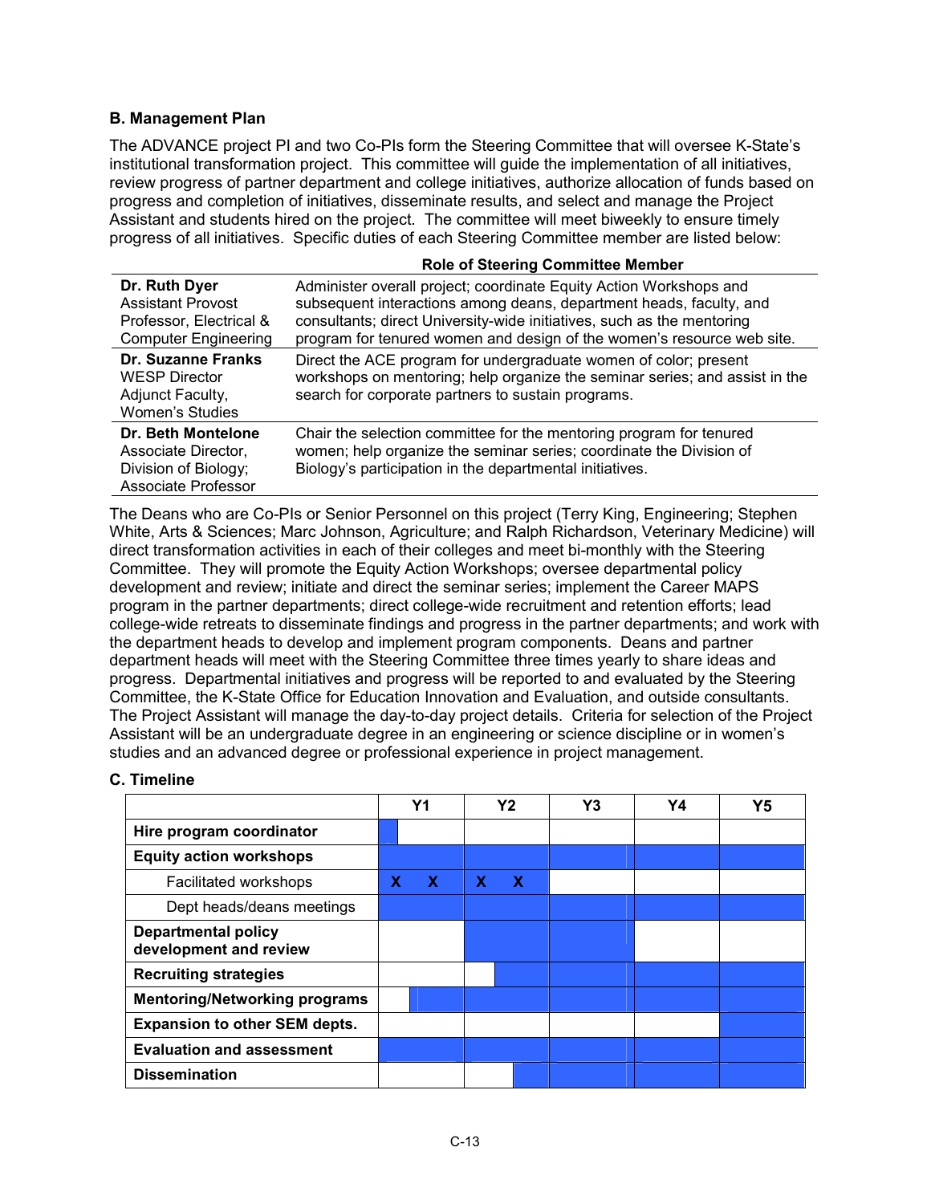**B. Management Plan**

The ADVANCE project PI and two Co-PIs form the Steering Committee that will oversee K-State's institutional transformation project. This committee will guide the implementation of all initiatives, review progress of partner department and college initiatives, authorize allocation of funds based on progress and completion of initiatives, disseminate results, and select and manage the Project Assistant and students hired on the project. The committee will meet biweekly to ensure timely progress of all initiatives. Specific duties of each Steering Committee member are listed below:

| | Role of Steering Committee Member |
|---|---|
| **Dr. Ruth Dyer**<br>Assistant Provost<br>Professor, Electrical & Computer Engineering | Administer overall project; coordinate Equity Action Workshops and subsequent interactions among deans, department heads, faculty, and consultants; direct University-wide initiatives, such as the mentoring program for tenured women and design of the women's resource web site. |
| **Dr. Suzanne Franks**<br>WESP Director<br>Adjunct Faculty, Women's Studies | Direct the ACE program for undergraduate women of color; present workshops on mentoring; help organize the seminar series; and assist in the search for corporate partners to sustain programs. |
| **Dr. Beth Montelone**<br>Associate Director, Division of Biology;<br>Associate Professor | Chair the selection committee for the mentoring program for tenured women; help organize the seminar series; coordinate the Division of Biology's participation in the departmental initiatives. |

The Deans who are Co-PIs or Senior Personnel on this project (Terry King, Engineering; Stephen White, Arts & Sciences; Marc Johnson, Agriculture; and Ralph Richardson, Veterinary Medicine) will direct transformation activities in each of their colleges and meet bi-monthly with the Steering Committee. They will promote the Equity Action Workshops; oversee departmental policy development and review; initiate and direct the seminar series; implement the Career MAPS program in the partner departments; direct college-wide recruitment and retention efforts; lead college-wide retreats to disseminate findings and progress in the partner departments; and work with the department heads to develop and implement program components. Deans and partner department heads will meet with the Steering Committee three times yearly to share ideas and progress. Departmental initiatives and progress will be reported to and evaluated by the Steering Committee, the K-State Office for Education Innovation and Evaluation, and outside consultants. The Project Assistant will manage the day-to-day project details. Criteria for selection of the Project Assistant will be an undergraduate degree in an engineering or science discipline or in women's studies and an advanced degree or professional experience in project management.

**C. Timeline**

| | Y1 | Y2 | Y3 | Y4 | Y5 |
|---|---|---|---|---|---|
| **Hire program coordinator** | ■ (start) | | | | |
| **Equity action workshops** | ■ | ■ | ■ | ■ | ■ |
| Facilitated workshops | X X | X X | | | |
| Dept heads/deans meetings | ■ | ■ | ■ | ■ | ■ |
| **Departmental policy development and review** | | ■ | ■ | | |
| **Recruiting strategies** | | ■ (partial) | ■ | ■ | ■ |
| **Mentoring/Networking programs** | ■ (partial) | ■ | ■ | ■ | ■ |
| **Expansion to other SEM depts.** | | | | | ■ |
| **Evaluation and assessment** | ■ | ■ | ■ | ■ | ■ |
| **Dissemination** | | ■ (partial) | ■ | ■ | ■ |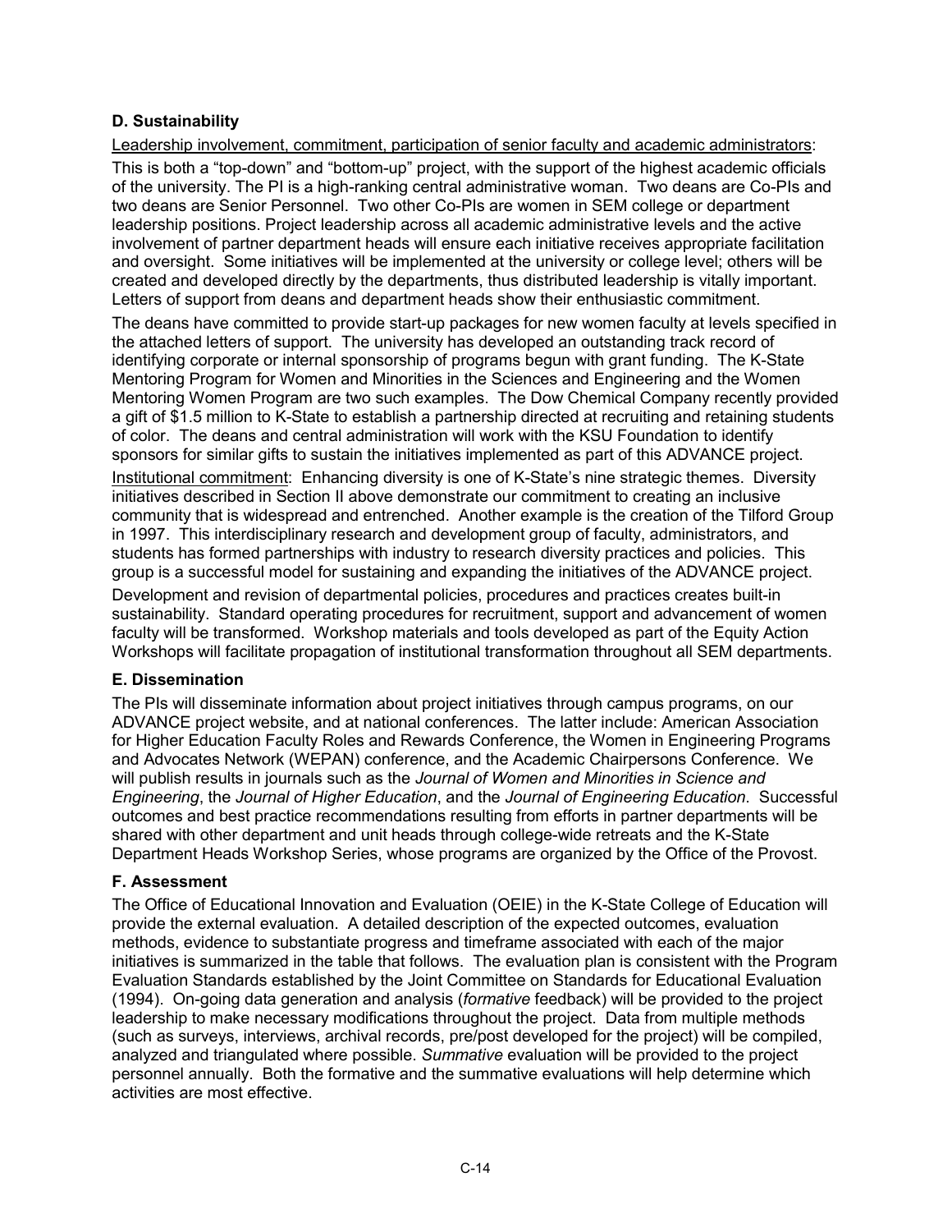### D. Sustainability

Leadership involvement, commitment, participation of senior faculty and academic administrators:

This is both a "top-down" and "bottom-up" project, with the support of the highest academic officials of the university. The PI is a high-ranking central administrative woman. Two deans are Co-PIs and two deans are Senior Personnel. Two other Co-PIs are women in SEM college or department leadership positions. Project leadership across all academic administrative levels and the active involvement of partner department heads will ensure each initiative receives appropriate facilitation and oversight. Some initiatives will be implemented at the university or college level; others will be created and developed directly by the departments, thus distributed leadership is vitally important. Letters of support from deans and department heads show their enthusiastic commitment.

The deans have committed to provide start-up packages for new women faculty at levels specified in the attached letters of support. The university has developed an outstanding track record of identifying corporate or internal sponsorship of programs begun with grant funding. The K-State Mentoring Program for Women and Minorities in the Sciences and Engineering and the Women Mentoring Women Program are two such examples. The Dow Chemical Company recently provided a gift of $1.5 million to K-State to establish a partnership directed at recruiting and retaining students of color. The deans and central administration will work with the KSU Foundation to identify sponsors for similar gifts to sustain the initiatives implemented as part of this ADVANCE project.

Institutional commitment: Enhancing diversity is one of K-State's nine strategic themes. Diversity initiatives described in Section II above demonstrate our commitment to creating an inclusive community that is widespread and entrenched. Another example is the creation of the Tilford Group in 1997. This interdisciplinary research and development group of faculty, administrators, and students has formed partnerships with industry to research diversity practices and policies. This group is a successful model for sustaining and expanding the initiatives of the ADVANCE project.

Development and revision of departmental policies, procedures and practices creates built-in sustainability. Standard operating procedures for recruitment, support and advancement of women faculty will be transformed. Workshop materials and tools developed as part of the Equity Action Workshops will facilitate propagation of institutional transformation throughout all SEM departments.

### E. Dissemination

The PIs will disseminate information about project initiatives through campus programs, on our ADVANCE project website, and at national conferences. The latter include: American Association for Higher Education Faculty Roles and Rewards Conference, the Women in Engineering Programs and Advocates Network (WEPAN) conference, and the Academic Chairpersons Conference. We will publish results in journals such as the *Journal of Women and Minorities in Science and Engineering*, the *Journal of Higher Education*, and the *Journal of Engineering Education*. Successful outcomes and best practice recommendations resulting from efforts in partner departments will be shared with other department and unit heads through college-wide retreats and the K-State Department Heads Workshop Series, whose programs are organized by the Office of the Provost.

### F. Assessment

The Office of Educational Innovation and Evaluation (OEIE) in the K-State College of Education will provide the external evaluation. A detailed description of the expected outcomes, evaluation methods, evidence to substantiate progress and timeframe associated with each of the major initiatives is summarized in the table that follows. The evaluation plan is consistent with the Program Evaluation Standards established by the Joint Committee on Standards for Educational Evaluation (1994). On-going data generation and analysis (*formative* feedback) will be provided to the project leadership to make necessary modifications throughout the project. Data from multiple methods (such as surveys, interviews, archival records, pre/post developed for the project) will be compiled, analyzed and triangulated where possible. *Summative* evaluation will be provided to the project personnel annually. Both the formative and the summative evaluations will help determine which activities are most effective.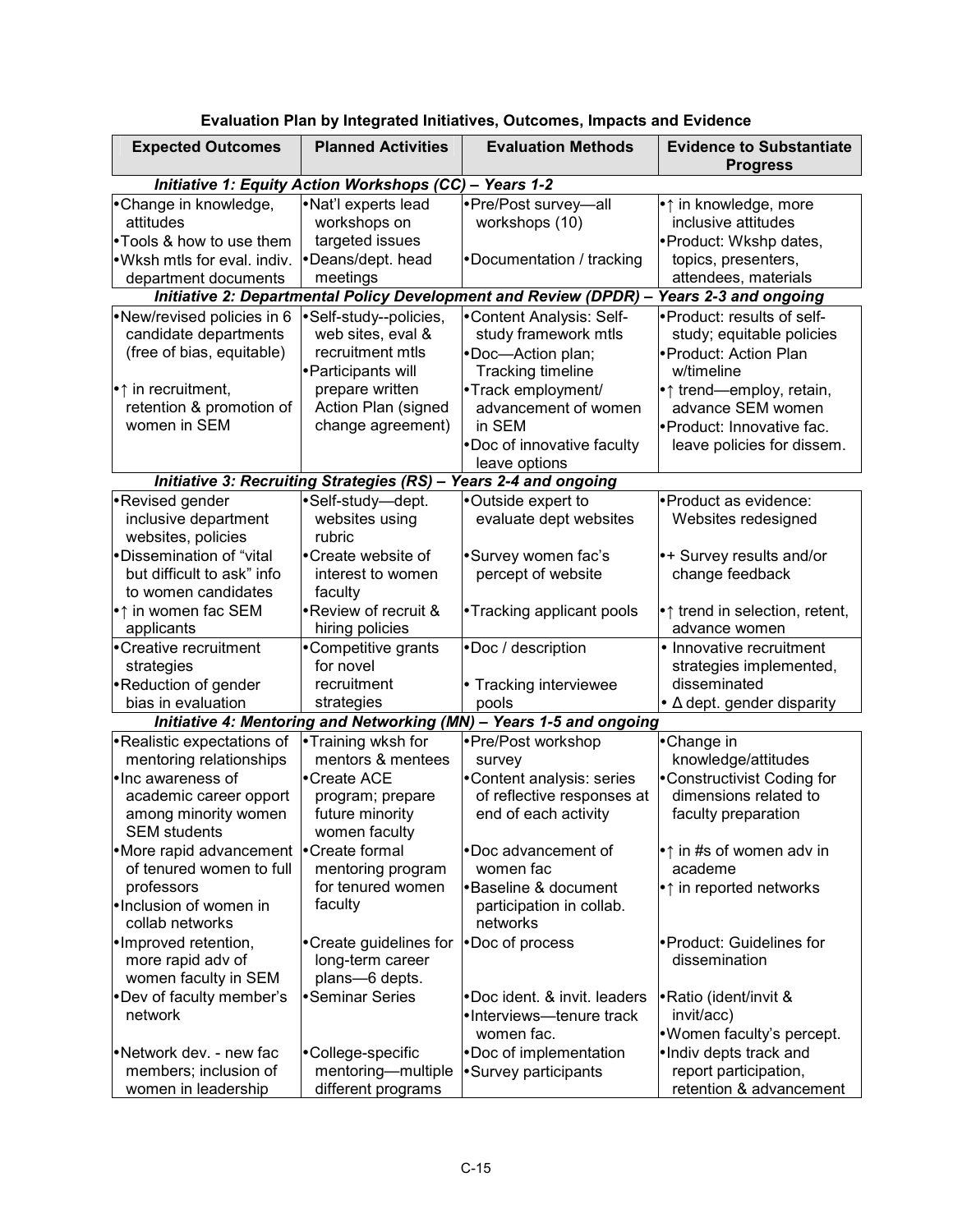**Evaluation Plan by Integrated Initiatives, Outcomes, Impacts and Evidence**

| Expected Outcomes | Planned Activities | Evaluation Methods | Evidence to Substantiate Progress |
|---|---|---|---|
| ***Initiative 1: Equity Action Workshops (CC) – Years 1-2*** | | | |
| •Change in knowledge, attitudes<br>•Tools & how to use them<br>•Wksh mtls for eval. indiv. department documents | •Nat'l experts lead workshops on targeted issues<br>•Deans/dept. head meetings | •Pre/Post survey—all workshops (10)<br>•Documentation / tracking | •↑ in knowledge, more inclusive attitudes<br>•Product: Wkshp dates, topics, presenters, attendees, materials |
| ***Initiative 2: Departmental Policy Development and Review (DPDR) – Years 2-3 and ongoing*** | | | |
| •New/revised policies in 6 candidate departments (free of bias, equitable)<br>•↑ in recruitment, retention & promotion of women in SEM | •Self-study--policies, web sites, eval & recruitment mtls<br>•Participants will prepare written Action Plan (signed change agreement) | •Content Analysis: Self-study framework mtls<br>•Doc—Action plan; Tracking timeline<br>•Track employment/ advancement of women in SEM<br>•Doc of innovative faculty leave options | •Product: results of self-study; equitable policies<br>•Product: Action Plan w/timeline<br>•↑ trend—employ, retain, advance SEM women<br>•Product: Innovative fac. leave policies for dissem. |
| ***Initiative 3: Recruiting Strategies (RS) – Years 2-4 and ongoing*** | | | |
| •Revised gender inclusive department websites, policies<br>•Dissemination of "vital but difficult to ask" info to women candidates<br>•↑ in women fac SEM applicants | •Self-study—dept. websites using rubric<br>•Create website of interest to women faculty<br>•Review of recruit & hiring policies | •Outside expert to evaluate dept websites<br>•Survey women fac's percept of website<br>•Tracking applicant pools | •Product as evidence: Websites redesigned<br>•+ Survey results and/or change feedback<br>•↑ trend in selection, retent, advance women |
| •Creative recruitment strategies<br>•Reduction of gender bias in evaluation | •Competitive grants for novel recruitment strategies | •Doc / description<br>• Tracking interviewee pools | • Innovative recruitment strategies implemented, disseminated<br>• Δ dept. gender disparity |
| ***Initiative 4: Mentoring and Networking (MN) – Years 1-5 and ongoing*** | | | |
| •Realistic expectations of mentoring relationships<br>•Inc awareness of academic career opport among minority women SEM students<br>•More rapid advancement of tenured women to full professors<br>•Inclusion of women in collab networks | •Training wksh for mentors & mentees<br>•Create ACE program; prepare future minority women faculty<br>•Create formal mentoring program for tenured women faculty | •Pre/Post workshop survey<br>•Content analysis: series of reflective responses at end of each activity<br>•Doc advancement of women fac<br>•Baseline & document participation in collab. networks | •Change in knowledge/attitudes<br>•Constructivist Coding for dimensions related to faculty preparation<br>•↑ in #s of women adv in academe<br>•↑ in reported networks |
| •Improved retention, more rapid adv of women faculty in SEM<br>•Dev of faculty member's network<br>•Network dev. - new fac members; inclusion of women in leadership | •Create guidelines for long-term career plans—6 depts.<br>•Seminar Series<br>•College-specific mentoring—multiple different programs | •Doc of process<br>•Doc ident. & invit. leaders<br>•Interviews—tenure track women fac.<br>•Doc of implementation<br>•Survey participants | •Product: Guidelines for dissemination<br>•Ratio (ident/invit & invit/acc)<br>•Women faculty's percept.<br>•Indiv depts track and report participation, retention & advancement |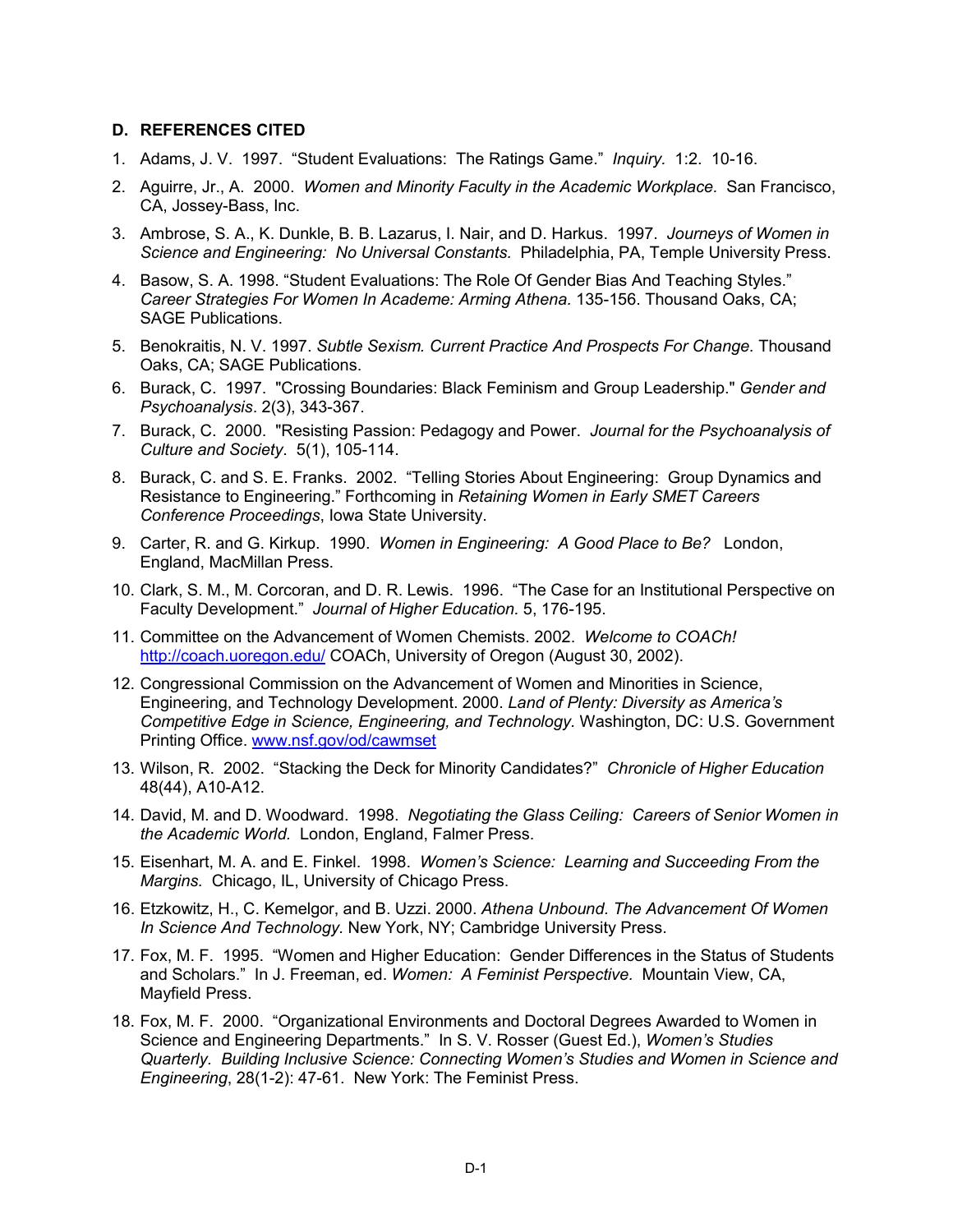### D. REFERENCES CITED

1. Adams, J. V. 1997. "Student Evaluations: The Ratings Game." *Inquiry.* 1:2. 10-16.
2. Aguirre, Jr., A. 2000. *Women and Minority Faculty in the Academic Workplace.* San Francisco, CA, Jossey-Bass, Inc.
3. Ambrose, S. A., K. Dunkle, B. B. Lazarus, I. Nair, and D. Harkus. 1997. *Journeys of Women in Science and Engineering: No Universal Constants.* Philadelphia, PA, Temple University Press.
4. Basow, S. A. 1998. "Student Evaluations: The Role Of Gender Bias And Teaching Styles." *Career Strategies For Women In Academe: Arming Athena.* 135-156. Thousand Oaks, CA; SAGE Publications.
5. Benokraitis, N. V. 1997. *Subtle Sexism. Current Practice And Prospects For Change.* Thousand Oaks, CA; SAGE Publications.
6. Burack, C. 1997. "Crossing Boundaries: Black Feminism and Group Leadership." *Gender and Psychoanalysis*. 2(3), 343-367.
7. Burack, C. 2000. "Resisting Passion: Pedagogy and Power. *Journal for the Psychoanalysis of Culture and Society*. 5(1), 105-114.
8. Burack, C. and S. E. Franks. 2002. "Telling Stories About Engineering: Group Dynamics and Resistance to Engineering." Forthcoming in *Retaining Women in Early SMET Careers Conference Proceedings*, Iowa State University.
9. Carter, R. and G. Kirkup. 1990. *Women in Engineering: A Good Place to Be?* London, England, MacMillan Press.
10. Clark, S. M., M. Corcoran, and D. R. Lewis. 1996. "The Case for an Institutional Perspective on Faculty Development." *Journal of Higher Education.* 5, 176-195.
11. Committee on the Advancement of Women Chemists. 2002. *Welcome to COACh!* http://coach.uoregon.edu/ COACh, University of Oregon (August 30, 2002).
12. Congressional Commission on the Advancement of Women and Minorities in Science, Engineering, and Technology Development. 2000. *Land of Plenty: Diversity as America's Competitive Edge in Science, Engineering, and Technology*. Washington, DC: U.S. Government Printing Office. www.nsf.gov/od/cawmset
13. Wilson, R. 2002. "Stacking the Deck for Minority Candidates?" *Chronicle of Higher Education* 48(44), A10-A12.
14. David, M. and D. Woodward. 1998. *Negotiating the Glass Ceiling: Careers of Senior Women in the Academic World.* London, England, Falmer Press.
15. Eisenhart, M. A. and E. Finkel. 1998. *Women's Science: Learning and Succeeding From the Margins.* Chicago, IL, University of Chicago Press.
16. Etzkowitz, H., C. Kemelgor, and B. Uzzi. 2000. *Athena Unbound. The Advancement Of Women In Science And Technology*. New York, NY; Cambridge University Press.
17. Fox, M. F. 1995. "Women and Higher Education: Gender Differences in the Status of Students and Scholars." In J. Freeman, ed. *Women: A Feminist Perspective.* Mountain View, CA, Mayfield Press.
18. Fox, M. F. 2000. "Organizational Environments and Doctoral Degrees Awarded to Women in Science and Engineering Departments." In S. V. Rosser (Guest Ed.), *Women's Studies Quarterly. Building Inclusive Science: Connecting Women's Studies and Women in Science and Engineering*, 28(1-2): 47-61. New York: The Feminist Press.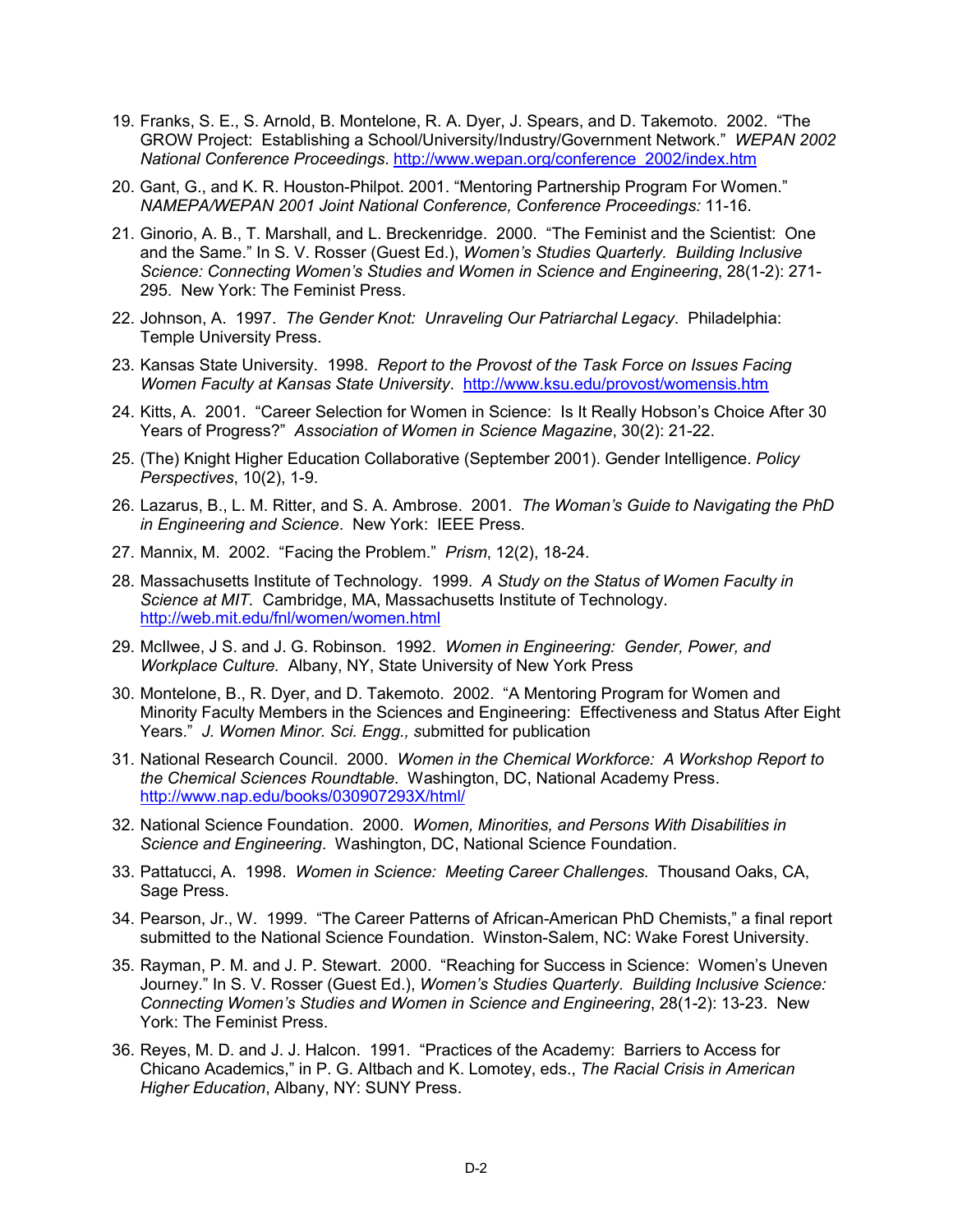19. Franks, S. E., S. Arnold, B. Montelone, R. A. Dyer, J. Spears, and D. Takemoto. 2002. "The GROW Project: Establishing a School/University/Industry/Government Network." *WEPAN 2002 National Conference Proceedings*. http://www.wepan.org/conference_2002/index.htm

20. Gant, G., and K. R. Houston-Philpot. 2001. "Mentoring Partnership Program For Women." *NAMEPA/WEPAN 2001 Joint National Conference, Conference Proceedings:* 11-16.

21. Ginorio, A. B., T. Marshall, and L. Breckenridge. 2000. "The Feminist and the Scientist: One and the Same." In S. V. Rosser (Guest Ed.), *Women's Studies Quarterly. Building Inclusive Science: Connecting Women's Studies and Women in Science and Engineering*, 28(1-2): 271-295. New York: The Feminist Press.

22. Johnson, A. 1997. *The Gender Knot: Unraveling Our Patriarchal Legacy*. Philadelphia: Temple University Press.

23. Kansas State University. 1998. *Report to the Provost of the Task Force on Issues Facing Women Faculty at Kansas State University*. http://www.ksu.edu/provost/womensis.htm

24. Kitts, A. 2001. "Career Selection for Women in Science: Is It Really Hobson's Choice After 30 Years of Progress?" *Association of Women in Science Magazine*, 30(2): 21-22.

25. (The) Knight Higher Education Collaborative (September 2001). Gender Intelligence. *Policy Perspectives*, 10(2), 1-9.

26. Lazarus, B., L. M. Ritter, and S. A. Ambrose. 2001. *The Woman's Guide to Navigating the PhD in Engineering and Science*. New York: IEEE Press.

27. Mannix, M. 2002. "Facing the Problem." *Prism*, 12(2), 18-24.

28. Massachusetts Institute of Technology. 1999. *A Study on the Status of Women Faculty in Science at MIT.* Cambridge, MA, Massachusetts Institute of Technology. http://web.mit.edu/fnl/women/women.html

29. McIlwee, J S. and J. G. Robinson. 1992. *Women in Engineering: Gender, Power, and Workplace Culture.* Albany, NY, State University of New York Press

30. Montelone, B., R. Dyer, and D. Takemoto. 2002. "A Mentoring Program for Women and Minority Faculty Members in the Sciences and Engineering: Effectiveness and Status After Eight Years." *J. Women Minor. Sci. Engg., s*ubmitted for publication

31. National Research Council. 2000. *Women in the Chemical Workforce: A Workshop Report to the Chemical Sciences Roundtable.* Washington, DC, National Academy Press. http://www.nap.edu/books/030907293X/html/

32. National Science Foundation. 2000. *Women, Minorities, and Persons With Disabilities in Science and Engineering*. Washington, DC, National Science Foundation.

33. Pattatucci, A. 1998. *Women in Science: Meeting Career Challenges.* Thousand Oaks, CA, Sage Press.

34. Pearson, Jr., W. 1999. "The Career Patterns of African-American PhD Chemists," a final report submitted to the National Science Foundation. Winston-Salem, NC: Wake Forest University.

35. Rayman, P. M. and J. P. Stewart. 2000. "Reaching for Success in Science: Women's Uneven Journey." In S. V. Rosser (Guest Ed.), *Women's Studies Quarterly. Building Inclusive Science: Connecting Women's Studies and Women in Science and Engineering*, 28(1-2): 13-23. New York: The Feminist Press.

36. Reyes, M. D. and J. J. Halcon. 1991. "Practices of the Academy: Barriers to Access for Chicano Academics," in P. G. Altbach and K. Lomotey, eds., *The Racial Crisis in American Higher Education*, Albany, NY: SUNY Press.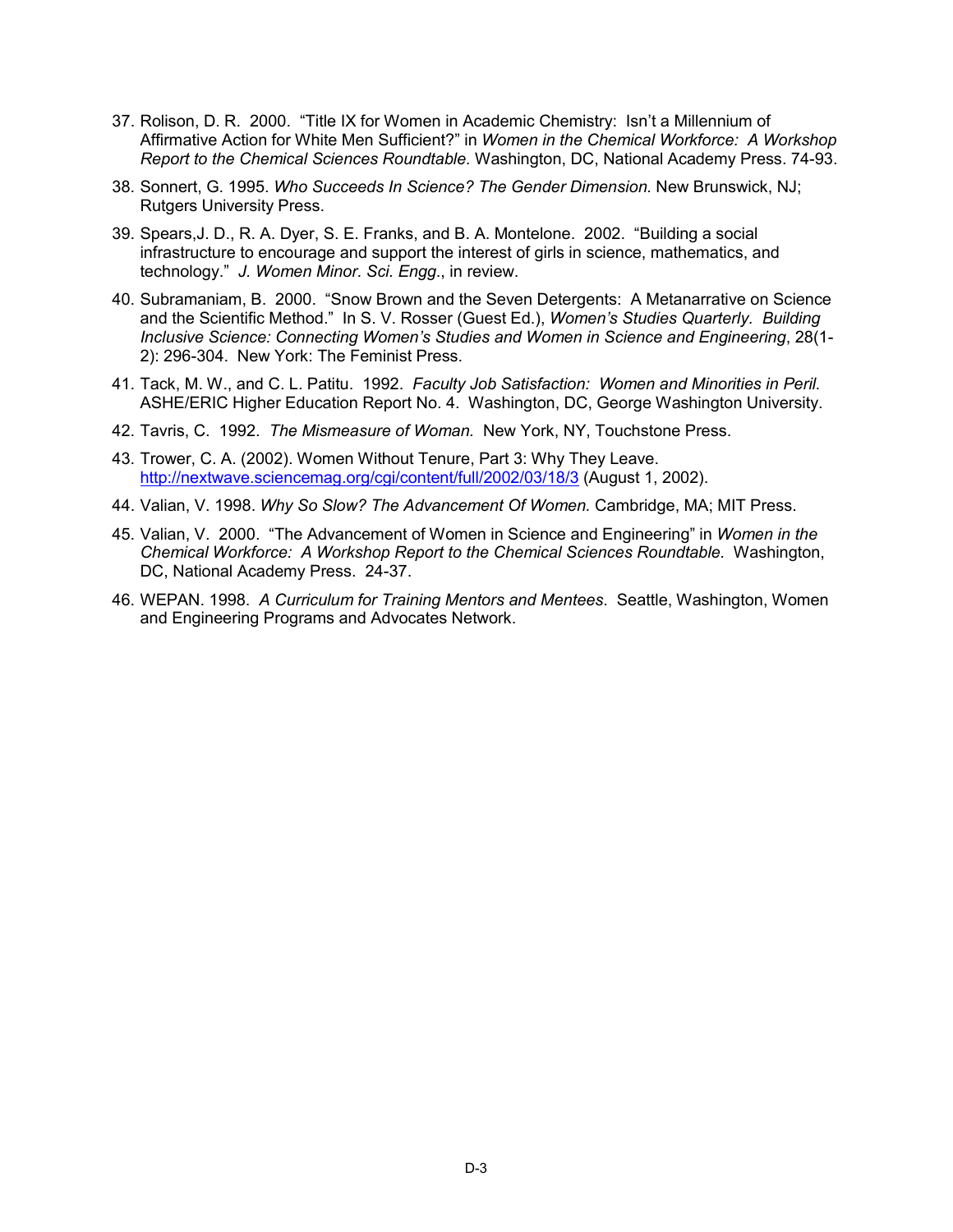37. Rolison, D. R. 2000. "Title IX for Women in Academic Chemistry: Isn't a Millennium of Affirmative Action for White Men Sufficient?" in *Women in the Chemical Workforce: A Workshop Report to the Chemical Sciences Roundtable.* Washington, DC, National Academy Press. 74-93.

38. Sonnert, G. 1995. *Who Succeeds In Science? The Gender Dimension.* New Brunswick, NJ; Rutgers University Press.

39. Spears,J. D., R. A. Dyer, S. E. Franks, and B. A. Montelone. 2002. "Building a social infrastructure to encourage and support the interest of girls in science, mathematics, and technology." *J. Women Minor. Sci. Engg*., in review.

40. Subramaniam, B. 2000. "Snow Brown and the Seven Detergents: A Metanarrative on Science and the Scientific Method." In S. V. Rosser (Guest Ed.), *Women's Studies Quarterly. Building Inclusive Science: Connecting Women's Studies and Women in Science and Engineering*, 28(1-2): 296-304. New York: The Feminist Press.

41. Tack, M. W., and C. L. Patitu. 1992. *Faculty Job Satisfaction: Women and Minorities in Peril.* ASHE/ERIC Higher Education Report No. 4. Washington, DC, George Washington University.

42. Tavris, C. 1992. *The Mismeasure of Woman.* New York, NY, Touchstone Press.

43. Trower, C. A. (2002). Women Without Tenure, Part 3: Why They Leave. http://nextwave.sciencemag.org/cgi/content/full/2002/03/18/3 (August 1, 2002).

44. Valian, V. 1998. *Why So Slow? The Advancement Of Women.* Cambridge, MA; MIT Press.

45. Valian, V. 2000. "The Advancement of Women in Science and Engineering" in *Women in the Chemical Workforce: A Workshop Report to the Chemical Sciences Roundtable.* Washington, DC, National Academy Press. 24-37.

46. WEPAN. 1998. *A Curriculum for Training Mentors and Mentees*. Seattle, Washington, Women and Engineering Programs and Advocates Network.